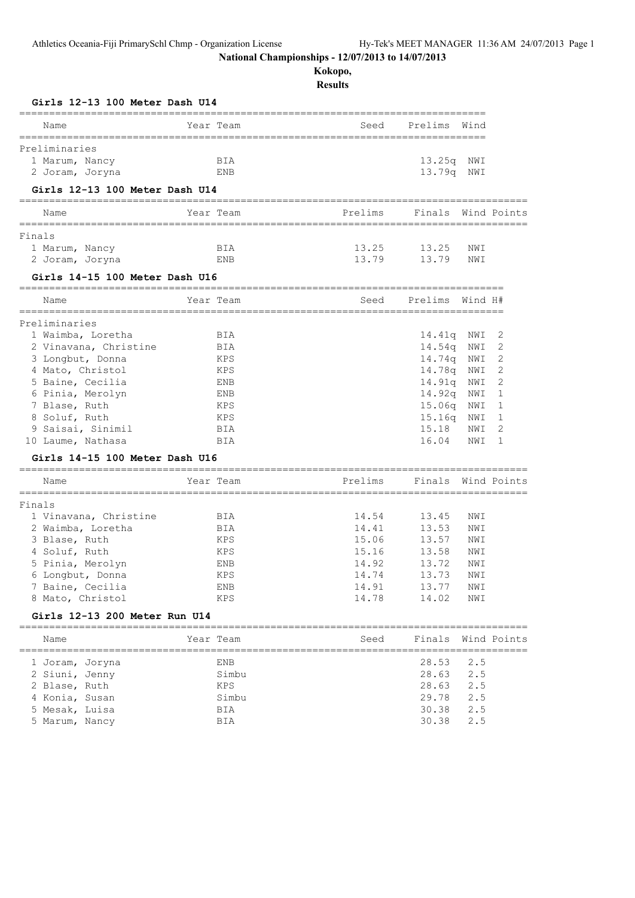**National Championships - 12/07/2013 to 14/07/2013**

**Kokopo,**

**Results**

### Girls 12-13 100 Meter Dash U14

| | Name | Year | Team | Seed | Prelims | Wind |
|---|---|---|---|---|---|---|
| **Preliminaries** | | | | | | |
| 1 | Marum, Nancy | | BIA | | 13.25q | NWI |
| 2 | Joram, Joryna | | ENB | | 13.79q | NWI |

### Girls 12-13 100 Meter Dash U14

| | Name | Year | Team | Prelims | Finals | Wind | Points |
|---|---|---|---|---|---|---|---|
| **Finals** | | | | | | | |
| 1 | Marum, Nancy | | BIA | 13.25 | 13.25 | NWI | |
| 2 | Joram, Joryna | | ENB | 13.79 | 13.79 | NWI | |

### Girls 14-15 100 Meter Dash U16

| | Name | Year | Team | Seed | Prelims | Wind | H# |
|---|---|---|---|---|---|---|---|
| **Preliminaries** | | | | | | | |
| 1 | Waimba, Loretha | | BIA | | 14.41q | NWI | 2 |
| 2 | Vinavana, Christine | | BIA | | 14.54q | NWI | 2 |
| 3 | Longbut, Donna | | KPS | | 14.74q | NWI | 2 |
| 4 | Mato, Christol | | KPS | | 14.78q | NWI | 2 |
| 5 | Baine, Cecilia | | ENB | | 14.91q | NWI | 2 |
| 6 | Pinia, Merolyn | | ENB | | 14.92q | NWI | 1 |
| 7 | Blase, Ruth | | KPS | | 15.06q | NWI | 1 |
| 8 | Soluf, Ruth | | KPS | | 15.16q | NWI | 1 |
| 9 | Saisai, Sinimil | | BIA | | 15.18 | NWI | 2 |
| 10 | Laume, Nathasa | | BIA | | 16.04 | NWI | 1 |

### Girls 14-15 100 Meter Dash U16

| | Name | Year | Team | Prelims | Finals | Wind | Points |
|---|---|---|---|---|---|---|---|
| **Finals** | | | | | | | |
| 1 | Vinavana, Christine | | BIA | 14.54 | 13.45 | NWI | |
| 2 | Waimba, Loretha | | BIA | 14.41 | 13.53 | NWI | |
| 3 | Blase, Ruth | | KPS | 15.06 | 13.57 | NWI | |
| 4 | Soluf, Ruth | | KPS | 15.16 | 13.58 | NWI | |
| 5 | Pinia, Merolyn | | ENB | 14.92 | 13.72 | NWI | |
| 6 | Longbut, Donna | | KPS | 14.74 | 13.73 | NWI | |
| 7 | Baine, Cecilia | | ENB | 14.91 | 13.77 | NWI | |
| 8 | Mato, Christol | | KPS | 14.78 | 14.02 | NWI | |

### Girls 12-13 200 Meter Run U14

| | Name | Year | Team | Seed | Finals | Wind | Points |
|---|---|---|---|---|---|---|---|
| 1 | Joram, Joryna | | ENB | | 28.53 | 2.5 | |
| 2 | Siuni, Jenny | | Simbu | | 28.63 | 2.5 | |
| 2 | Blase, Ruth | | KPS | | 28.63 | 2.5 | |
| 4 | Konia, Susan | | Simbu | | 29.78 | 2.5 | |
| 5 | Mesak, Luisa | | BIA | | 30.38 | 2.5 | |
| 5 | Marum, Nancy | | BIA | | 30.38 | 2.5 | |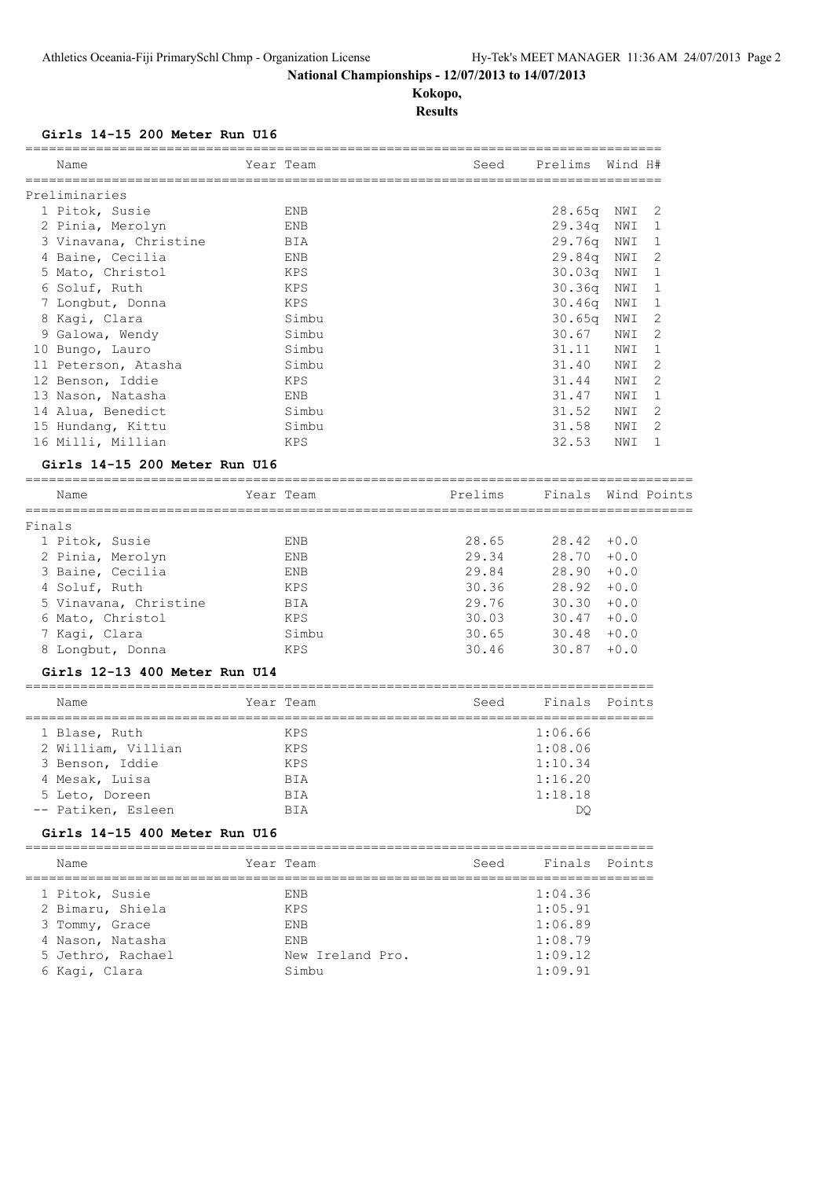**National Championships - 12/07/2013 to 14/07/2013**

**Kokopo,**

**Results**

### Girls 14-15 200 Meter Run U16

Preliminaries

| | Name | Year | Team | Seed | Prelims | Wind | H# |
|---|---|---|---|---|---|---|---|
| 1 | Pitok, Susie | | ENB | | 28.65q | NWI | 2 |
| 2 | Pinia, Merolyn | | ENB | | 29.34q | NWI | 1 |
| 3 | Vinavana, Christine | | BIA | | 29.76q | NWI | 1 |
| 4 | Baine, Cecilia | | ENB | | 29.84q | NWI | 2 |
| 5 | Mato, Christol | | KPS | | 30.03q | NWI | 1 |
| 6 | Soluf, Ruth | | KPS | | 30.36q | NWI | 1 |
| 7 | Longbut, Donna | | KPS | | 30.46q | NWI | 1 |
| 8 | Kagi, Clara | | Simbu | | 30.65q | NWI | 2 |
| 9 | Galowa, Wendy | | Simbu | | 30.67 | NWI | 2 |
| 10 | Bungo, Lauro | | Simbu | | 31.11 | NWI | 1 |
| 11 | Peterson, Atasha | | Simbu | | 31.40 | NWI | 2 |
| 12 | Benson, Iddie | | KPS | | 31.44 | NWI | 2 |
| 13 | Nason, Natasha | | ENB | | 31.47 | NWI | 1 |
| 14 | Alua, Benedict | | Simbu | | 31.52 | NWI | 2 |
| 15 | Hundang, Kittu | | Simbu | | 31.58 | NWI | 2 |
| 16 | Milli, Millian | | KPS | | 32.53 | NWI | 1 |

### Girls 14-15 200 Meter Run U16

Finals

| | Name | Year | Team | Prelims | Finals | Wind | Points |
|---|---|---|---|---|---|---|---|
| 1 | Pitok, Susie | | ENB | 28.65 | 28.42 | +0.0 | |
| 2 | Pinia, Merolyn | | ENB | 29.34 | 28.70 | +0.0 | |
| 3 | Baine, Cecilia | | ENB | 29.84 | 28.90 | +0.0 | |
| 4 | Soluf, Ruth | | KPS | 30.36 | 28.92 | +0.0 | |
| 5 | Vinavana, Christine | | BIA | 29.76 | 30.30 | +0.0 | |
| 6 | Mato, Christol | | KPS | 30.03 | 30.47 | +0.0 | |
| 7 | Kagi, Clara | | Simbu | 30.65 | 30.48 | +0.0 | |
| 8 | Longbut, Donna | | KPS | 30.46 | 30.87 | +0.0 | |

### Girls 12-13 400 Meter Run U14

| | Name | Year | Team | Seed | Finals | Points |
|---|---|---|---|---|---|---|
| 1 | Blase, Ruth | | KPS | | 1:06.66 | |
| 2 | William, Villian | | KPS | | 1:08.06 | |
| 3 | Benson, Iddie | | KPS | | 1:10.34 | |
| 4 | Mesak, Luisa | | BIA | | 1:16.20 | |
| 5 | Leto, Doreen | | BIA | | 1:18.18 | |
| -- | Patiken, Esleen | | BIA | | DQ | |

### Girls 14-15 400 Meter Run U16

| | Name | Year | Team | Seed | Finals | Points |
|---|---|---|---|---|---|---|
| 1 | Pitok, Susie | | ENB | | 1:04.36 | |
| 2 | Bimaru, Shiela | | KPS | | 1:05.91 | |
| 3 | Tommy, Grace | | ENB | | 1:06.89 | |
| 4 | Nason, Natasha | | ENB | | 1:08.79 | |
| 5 | Jethro, Rachael | | New Ireland Pro. | | 1:09.12 | |
| 6 | Kagi, Clara | | Simbu | | 1:09.91 | |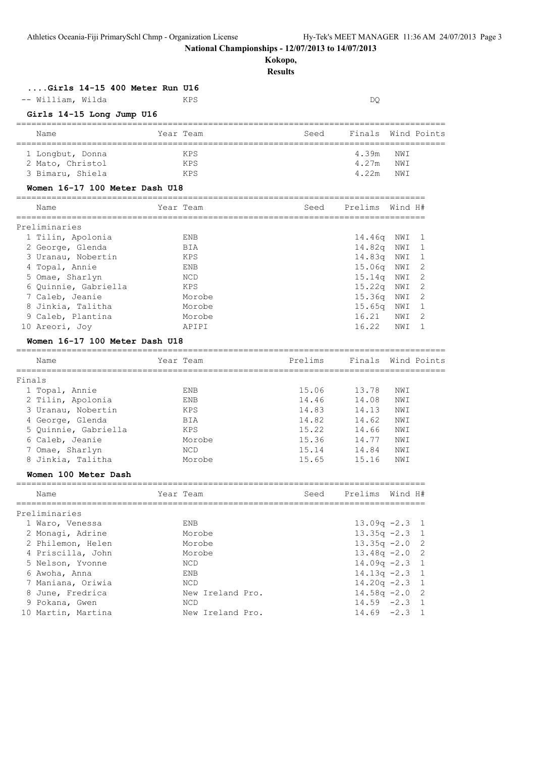**National Championships - 12/07/2013 to 14/07/2013**

**Kokopo,**

**Results**

### ....Girls 14-15 400 Meter Run U16

| Name | Year | Team | Seed | Finals |
|---|---|---|---|---|
| -- William, Wilda | | KPS | | DQ |

### Girls 14-15 Long Jump U16

| Name | Year | Team | Seed | Finals | Wind | Points |
|---|---|---|---|---|---|---|
| 1 Longbut, Donna | | KPS | | 4.39m | NWI | |
| 2 Mato, Christol | | KPS | | 4.27m | NWI | |
| 3 Bimaru, Shiela | | KPS | | 4.22m | NWI | |

### Women 16-17 100 Meter Dash U18

Preliminaries

| Name | Year | Team | Seed | Prelims | Wind | H# |
|---|---|---|---|---|---|---|
| 1 Tilin, Apolonia | | ENB | | 14.46q | NWI | 1 |
| 2 George, Glenda | | BIA | | 14.82q | NWI | 1 |
| 3 Uranau, Nobertin | | KPS | | 14.83q | NWI | 1 |
| 4 Topal, Annie | | ENB | | 15.06q | NWI | 2 |
| 5 Omae, Sharlyn | | NCD | | 15.14q | NWI | 2 |
| 6 Quinnie, Gabriella | | KPS | | 15.22q | NWI | 2 |
| 7 Caleb, Jeanie | | Morobe | | 15.36q | NWI | 2 |
| 8 Jinkia, Talitha | | Morobe | | 15.65q | NWI | 1 |
| 9 Caleb, Plantina | | Morobe | | 16.21 | NWI | 2 |
| 10 Areori, Joy | | APIPI | | 16.22 | NWI | 1 |

### Women 16-17 100 Meter Dash U18

Finals

| Name | Year | Team | Prelims | Finals | Wind | Points |
|---|---|---|---|---|---|---|
| 1 Topal, Annie | | ENB | 15.06 | 13.78 | NWI | |
| 2 Tilin, Apolonia | | ENB | 14.46 | 14.08 | NWI | |
| 3 Uranau, Nobertin | | KPS | 14.83 | 14.13 | NWI | |
| 4 George, Glenda | | BIA | 14.82 | 14.62 | NWI | |
| 5 Quinnie, Gabriella | | KPS | 15.22 | 14.66 | NWI | |
| 6 Caleb, Jeanie | | Morobe | 15.36 | 14.77 | NWI | |
| 7 Omae, Sharlyn | | NCD | 15.14 | 14.84 | NWI | |
| 8 Jinkia, Talitha | | Morobe | 15.65 | 15.16 | NWI | |

### Women 100 Meter Dash

Preliminaries

| Name | Year | Team | Seed | Prelims | Wind | H# |
|---|---|---|---|---|---|---|
| 1 Waro, Venessa | | ENB | | 13.09q | -2.3 | 1 |
| 2 Monagi, Adrine | | Morobe | | 13.35q | -2.3 | 1 |
| 2 Philemon, Helen | | Morobe | | 13.35q | -2.0 | 2 |
| 4 Priscilla, John | | Morobe | | 13.48q | -2.0 | 2 |
| 5 Nelson, Yvonne | | NCD | | 14.09q | -2.3 | 1 |
| 6 Awoha, Anna | | ENB | | 14.13q | -2.3 | 1 |
| 7 Maniana, Oriwia | | NCD | | 14.20q | -2.3 | 1 |
| 8 June, Fredrica | | New Ireland Pro. | | 14.58q | -2.0 | 2 |
| 9 Pokana, Gwen | | NCD | | 14.59 | -2.3 | 1 |
| 10 Martin, Martina | | New Ireland Pro. | | 14.69 | -2.3 | 1 |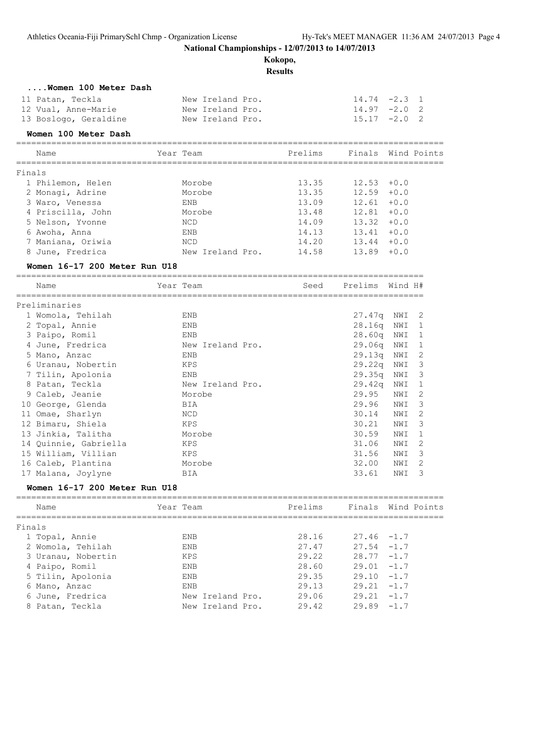**National Championships - 12/07/2013 to 14/07/2013**

**Kokopo,**

**Results**

### ....Women 100 Meter Dash

| Place | Name | Team | Finals | Wind | H# |
|---|---|---|---|---|---|
| 11 | Patan, Teckla | New Ireland Pro. | 14.74 | -2.3 | 1 |
| 12 | Vual, Anne-Marie | New Ireland Pro. | 14.97 | -2.0 | 2 |
| 13 | Boslogo, Geraldine | New Ireland Pro. | 15.17 | -2.0 | 2 |

### Women 100 Meter Dash

Finals

| Place | Name | Year | Team | Prelims | Finals | Wind | Points |
|---|---|---|---|---|---|---|---|
| 1 | Philemon, Helen | | Morobe | 13.35 | 12.53 | +0.0 | |
| 2 | Monagi, Adrine | | Morobe | 13.35 | 12.59 | +0.0 | |
| 3 | Waro, Venessa | | ENB | 13.09 | 12.61 | +0.0 | |
| 4 | Priscilla, John | | Morobe | 13.48 | 12.81 | +0.0 | |
| 5 | Nelson, Yvonne | | NCD | 14.09 | 13.32 | +0.0 | |
| 6 | Awoha, Anna | | ENB | 14.13 | 13.41 | +0.0 | |
| 7 | Maniana, Oriwia | | NCD | 14.20 | 13.44 | +0.0 | |
| 8 | June, Fredrica | | New Ireland Pro. | 14.58 | 13.89 | +0.0 | |

### Women 16-17 200 Meter Run U18

Preliminaries

| Place | Name | Year | Team | Seed | Prelims | Wind | H# |
|---|---|---|---|---|---|---|---|
| 1 | Womola, Tehilah | | ENB | | 27.47q | NWI | 2 |
| 2 | Topal, Annie | | ENB | | 28.16q | NWI | 1 |
| 3 | Paipo, Romil | | ENB | | 28.60q | NWI | 1 |
| 4 | June, Fredrica | | New Ireland Pro. | | 29.06q | NWI | 1 |
| 5 | Mano, Anzac | | ENB | | 29.13q | NWI | 2 |
| 6 | Uranau, Nobertin | | KPS | | 29.22q | NWI | 3 |
| 7 | Tilin, Apolonia | | ENB | | 29.35q | NWI | 3 |
| 8 | Patan, Teckla | | New Ireland Pro. | | 29.42q | NWI | 1 |
| 9 | Caleb, Jeanie | | Morobe | | 29.95 | NWI | 2 |
| 10 | George, Glenda | | BIA | | 29.96 | NWI | 3 |
| 11 | Omae, Sharlyn | | NCD | | 30.14 | NWI | 2 |
| 12 | Bimaru, Shiela | | KPS | | 30.21 | NWI | 3 |
| 13 | Jinkia, Talitha | | Morobe | | 30.59 | NWI | 1 |
| 14 | Quinnie, Gabriella | | KPS | | 31.06 | NWI | 2 |
| 15 | William, Villian | | KPS | | 31.56 | NWI | 3 |
| 16 | Caleb, Plantina | | Morobe | | 32.00 | NWI | 2 |
| 17 | Malana, Joylyne | | BIA | | 33.61 | NWI | 3 |

### Women 16-17 200 Meter Run U18

Finals

| Place | Name | Year | Team | Prelims | Finals | Wind | Points |
|---|---|---|---|---|---|---|---|
| 1 | Topal, Annie | | ENB | 28.16 | 27.46 | -1.7 | |
| 2 | Womola, Tehilah | | ENB | 27.47 | 27.54 | -1.7 | |
| 3 | Uranau, Nobertin | | KPS | 29.22 | 28.77 | -1.7 | |
| 4 | Paipo, Romil | | ENB | 28.60 | 29.01 | -1.7 | |
| 5 | Tilin, Apolonia | | ENB | 29.35 | 29.10 | -1.7 | |
| 6 | Mano, Anzac | | ENB | 29.13 | 29.21 | -1.7 | |
| 6 | June, Fredrica | | New Ireland Pro. | 29.06 | 29.21 | -1.7 | |
| 8 | Patan, Teckla | | New Ireland Pro. | 29.42 | 29.89 | -1.7 | |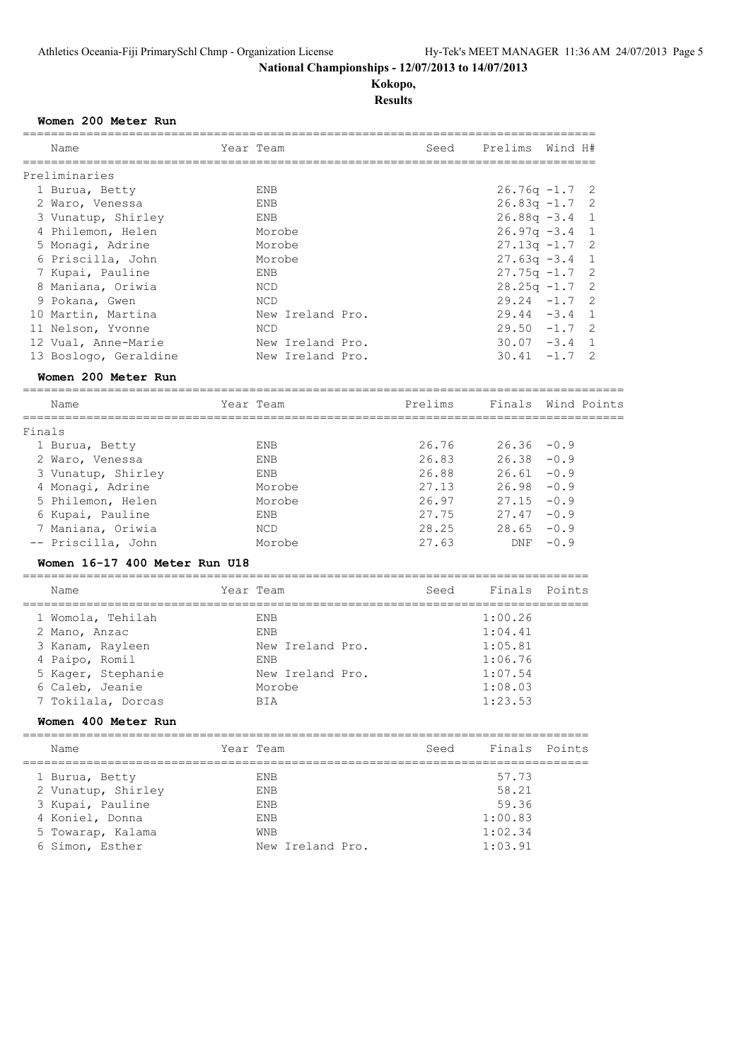**National Championships - 12/07/2013 to 14/07/2013**

**Kokopo,**

**Results**

**Women 200 Meter Run**

| | Name | Year | Team | Seed | Prelims | Wind | H# |
|---|---|---|---|---|---|---|---|
| **Preliminaries** | | | | | | | |
| 1 | Burua, Betty | | ENB | | 26.76q | -1.7 | 2 |
| 2 | Waro, Venessa | | ENB | | 26.83q | -1.7 | 2 |
| 3 | Vunatup, Shirley | | ENB | | 26.88q | -3.4 | 1 |
| 4 | Philemon, Helen | | Morobe | | 26.97q | -3.4 | 1 |
| 5 | Monagi, Adrine | | Morobe | | 27.13q | -1.7 | 2 |
| 6 | Priscilla, John | | Morobe | | 27.63q | -3.4 | 1 |
| 7 | Kupai, Pauline | | ENB | | 27.75q | -1.7 | 2 |
| 8 | Maniana, Oriwia | | NCD | | 28.25q | -1.7 | 2 |
| 9 | Pokana, Gwen | | NCD | | 29.24 | -1.7 | 2 |
| 10 | Martin, Martina | | New Ireland Pro. | | 29.44 | -3.4 | 1 |
| 11 | Nelson, Yvonne | | NCD | | 29.50 | -1.7 | 2 |
| 12 | Vual, Anne-Marie | | New Ireland Pro. | | 30.07 | -3.4 | 1 |
| 13 | Boslogo, Geraldine | | New Ireland Pro. | | 30.41 | -1.7 | 2 |

**Women 200 Meter Run**

| | Name | Year | Team | Prelims | Finals | Wind | Points |
|---|---|---|---|---|---|---|---|
| **Finals** | | | | | | | |
| 1 | Burua, Betty | | ENB | 26.76 | 26.36 | -0.9 | |
| 2 | Waro, Venessa | | ENB | 26.83 | 26.38 | -0.9 | |
| 3 | Vunatup, Shirley | | ENB | 26.88 | 26.61 | -0.9 | |
| 4 | Monagi, Adrine | | Morobe | 27.13 | 26.98 | -0.9 | |
| 5 | Philemon, Helen | | Morobe | 26.97 | 27.15 | -0.9 | |
| 6 | Kupai, Pauline | | ENB | 27.75 | 27.47 | -0.9 | |
| 7 | Maniana, Oriwia | | NCD | 28.25 | 28.65 | -0.9 | |
| -- | Priscilla, John | | Morobe | 27.63 | DNF | -0.9 | |

**Women 16-17 400 Meter Run U18**

| | Name | Year | Team | Seed | Finals | Points |
|---|---|---|---|---|---|---|
| 1 | Womola, Tehilah | | ENB | | 1:00.26 | |
| 2 | Mano, Anzac | | ENB | | 1:04.41 | |
| 3 | Kanam, Rayleen | | New Ireland Pro. | | 1:05.81 | |
| 4 | Paipo, Romil | | ENB | | 1:06.76 | |
| 5 | Kager, Stephanie | | New Ireland Pro. | | 1:07.54 | |
| 6 | Caleb, Jeanie | | Morobe | | 1:08.03 | |
| 7 | Tokilala, Dorcas | | BIA | | 1:23.53 | |

**Women 400 Meter Run**

| | Name | Year | Team | Seed | Finals | Points |
|---|---|---|---|---|---|---|
| 1 | Burua, Betty | | ENB | | 57.73 | |
| 2 | Vunatup, Shirley | | ENB | | 58.21 | |
| 3 | Kupai, Pauline | | ENB | | 59.36 | |
| 4 | Koniel, Donna | | ENB | | 1:00.83 | |
| 5 | Towarap, Kalama | | WNB | | 1:02.34 | |
| 6 | Simon, Esther | | New Ireland Pro. | | 1:03.91 | |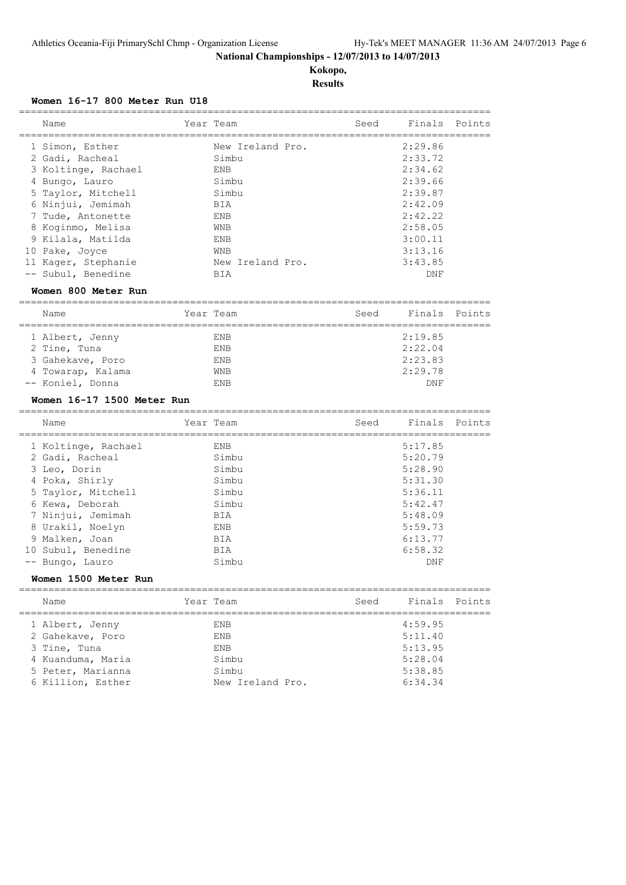## National Championships - 12/07/2013 to 14/07/2013

**Kokopo,**

**Results**

### Women 16-17 800 Meter Run U18

| Name | Year | Team | Seed | Finals | Points |
|---|---|---|---|---|---|
| 1 Simon, Esther | | New Ireland Pro. | | 2:29.86 | |
| 2 Gadi, Racheal | | Simbu | | 2:33.72 | |
| 3 Koltinge, Rachael | | ENB | | 2:34.62 | |
| 4 Bungo, Lauro | | Simbu | | 2:39.66 | |
| 5 Taylor, Mitchell | | Simbu | | 2:39.87 | |
| 6 Ninjui, Jemimah | | BIA | | 2:42.09 | |
| 7 Tude, Antonette | | ENB | | 2:42.22 | |
| 8 Koginmo, Melisa | | WNB | | 2:58.05 | |
| 9 Kilala, Matilda | | ENB | | 3:00.11 | |
| 10 Pake, Joyce | | WNB | | 3:13.16 | |
| 11 Kager, Stephanie | | New Ireland Pro. | | 3:43.85 | |
| -- Subul, Benedine | | BIA | | DNF | |

### Women 800 Meter Run

| Name | Year | Team | Seed | Finals | Points |
|---|---|---|---|---|---|
| 1 Albert, Jenny | | ENB | | 2:19.85 | |
| 2 Tine, Tuna | | ENB | | 2:22.04 | |
| 3 Gahekave, Poro | | ENB | | 2:23.83 | |
| 4 Towarap, Kalama | | WNB | | 2:29.78 | |
| -- Koniel, Donna | | ENB | | DNF | |

### Women 16-17 1500 Meter Run

| Name | Year | Team | Seed | Finals | Points |
|---|---|---|---|---|---|
| 1 Koltinge, Rachael | | ENB | | 5:17.85 | |
| 2 Gadi, Racheal | | Simbu | | 5:20.79 | |
| 3 Leo, Dorin | | Simbu | | 5:28.90 | |
| 4 Poka, Shirly | | Simbu | | 5:31.30 | |
| 5 Taylor, Mitchell | | Simbu | | 5:36.11 | |
| 6 Kewa, Deborah | | Simbu | | 5:42.47 | |
| 7 Ninjui, Jemimah | | BIA | | 5:48.09 | |
| 8 Urakil, Noelyn | | ENB | | 5:59.73 | |
| 9 Malken, Joan | | BIA | | 6:13.77 | |
| 10 Subul, Benedine | | BIA | | 6:58.32 | |
| -- Bungo, Lauro | | Simbu | | DNF | |

### Women 1500 Meter Run

| Name | Year | Team | Seed | Finals | Points |
|---|---|---|---|---|---|
| 1 Albert, Jenny | | ENB | | 4:59.95 | |
| 2 Gahekave, Poro | | ENB | | 5:11.40 | |
| 3 Tine, Tuna | | ENB | | 5:13.95 | |
| 4 Kuanduma, Maria | | Simbu | | 5:28.04 | |
| 5 Peter, Marianna | | Simbu | | 5:38.85 | |
| 6 Killion, Esther | | New Ireland Pro. | | 6:34.34 | |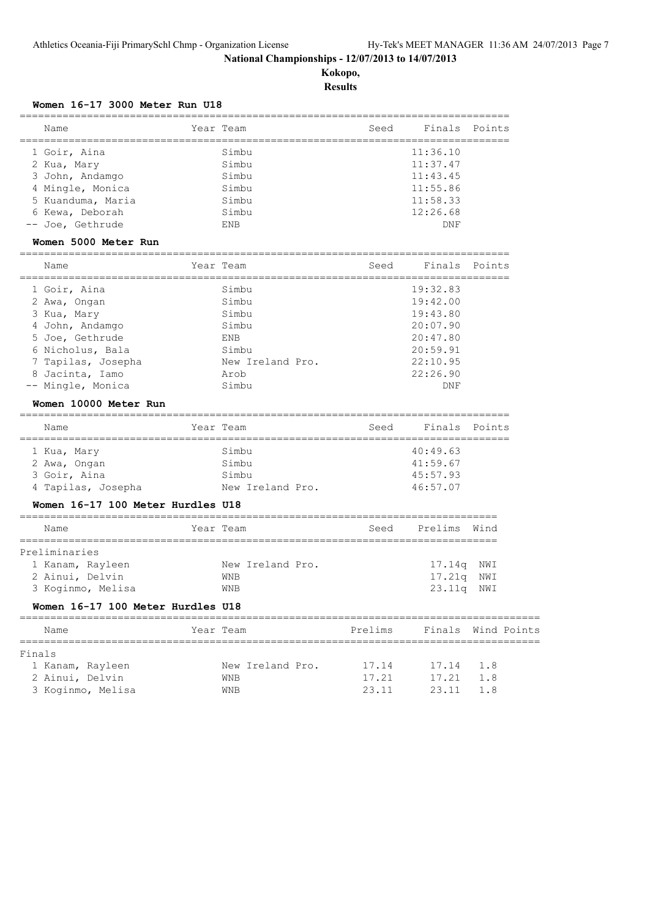**National Championships - 12/07/2013 to 14/07/2013**

**Kokopo,**

**Results**

### Women 16-17 3000 Meter Run U18

| | Name | Year | Team | Seed | Finals | Points |
|---|---|---|---|---|---|---|
| 1 | Goir, Aina | | Simbu | | 11:36.10 | |
| 2 | Kua, Mary | | Simbu | | 11:37.47 | |
| 3 | John, Andamgo | | Simbu | | 11:43.45 | |
| 4 | Mingle, Monica | | Simbu | | 11:55.86 | |
| 5 | Kuanduma, Maria | | Simbu | | 11:58.33 | |
| 6 | Kewa, Deborah | | Simbu | | 12:26.68 | |
| -- | Joe, Gethrude | | ENB | | DNF | |

### Women 5000 Meter Run

| | Name | Year | Team | Seed | Finals | Points |
|---|---|---|---|---|---|---|
| 1 | Goir, Aina | | Simbu | | 19:32.83 | |
| 2 | Awa, Ongan | | Simbu | | 19:42.00 | |
| 3 | Kua, Mary | | Simbu | | 19:43.80 | |
| 4 | John, Andamgo | | Simbu | | 20:07.90 | |
| 5 | Joe, Gethrude | | ENB | | 20:47.80 | |
| 6 | Nicholus, Bala | | Simbu | | 20:59.91 | |
| 7 | Tapilas, Josepha | | New Ireland Pro. | | 22:10.95 | |
| 8 | Jacinta, Iamo | | Arob | | 22:26.90 | |
| -- | Mingle, Monica | | Simbu | | DNF | |

### Women 10000 Meter Run

| | Name | Year | Team | Seed | Finals | Points |
|---|---|---|---|---|---|---|
| 1 | Kua, Mary | | Simbu | | 40:49.63 | |
| 2 | Awa, Ongan | | Simbu | | 41:59.67 | |
| 3 | Goir, Aina | | Simbu | | 45:57.93 | |
| 4 | Tapilas, Josepha | | New Ireland Pro. | | 46:57.07 | |

### Women 16-17 100 Meter Hurdles U18

Preliminaries

| | Name | Year | Team | Seed | Prelims | Wind |
|---|---|---|---|---|---|---|
| 1 | Kanam, Rayleen | | New Ireland Pro. | | 17.14q | NWI |
| 2 | Ainui, Delvin | | WNB | | 17.21q | NWI |
| 3 | Koginmo, Melisa | | WNB | | 23.11q | NWI |

### Women 16-17 100 Meter Hurdles U18

Finals

| | Name | Year | Team | Prelims | Finals | Wind | Points |
|---|---|---|---|---|---|---|---|
| 1 | Kanam, Rayleen | | New Ireland Pro. | 17.14 | 17.14 | 1.8 | |
| 2 | Ainui, Delvin | | WNB | 17.21 | 17.21 | 1.8 | |
| 3 | Koginmo, Melisa | | WNB | 23.11 | 23.11 | 1.8 | |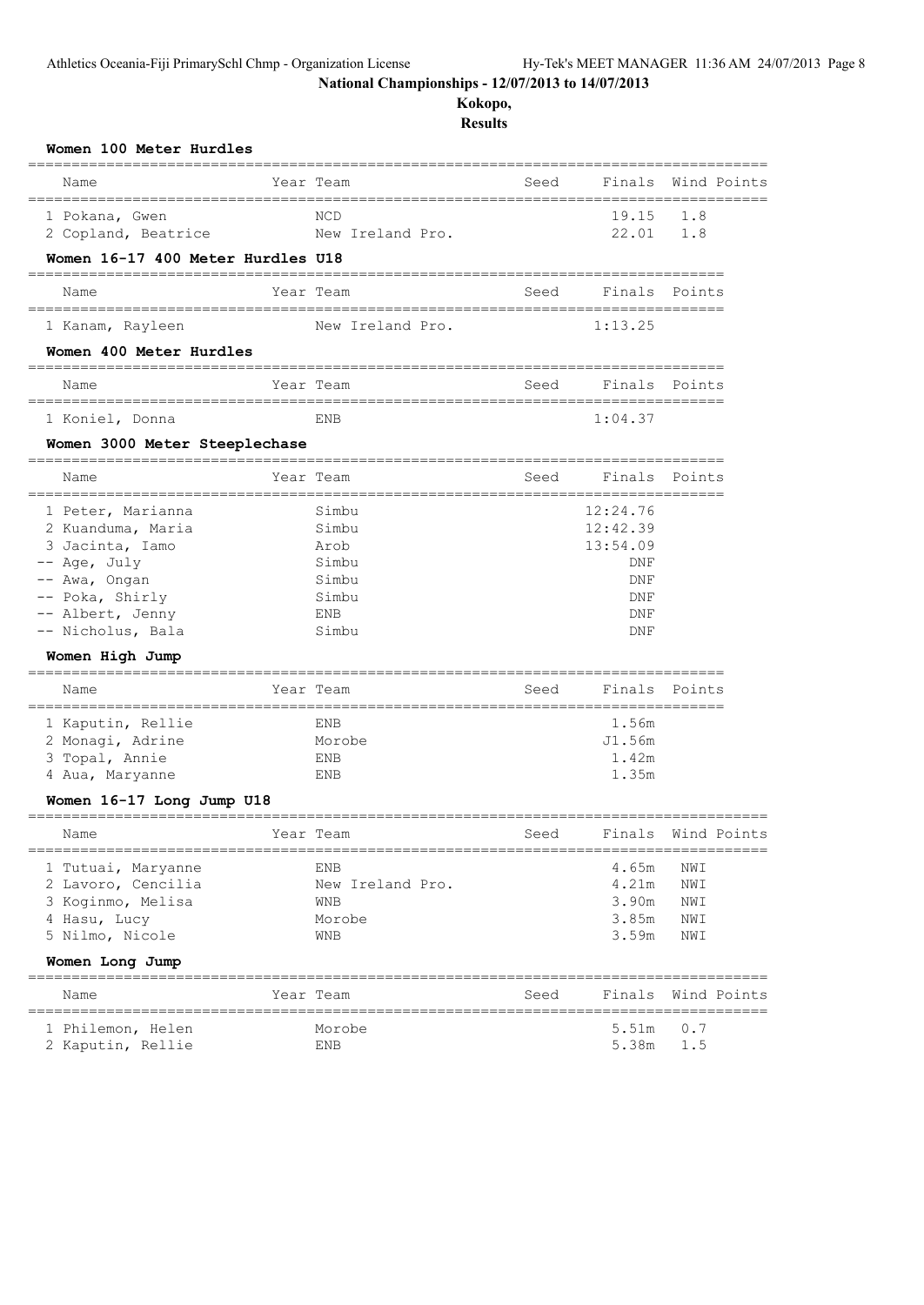**National Championships - 12/07/2013 to 14/07/2013**

**Kokopo,**

**Results**

### Women 100 Meter Hurdles

| Name | Year | Team | Seed | Finals | Wind | Points |
|---|---|---|---|---|---|---|
| 1 Pokana, Gwen | | NCD | | 19.15 | 1.8 | |
| 2 Copland, Beatrice | | New Ireland Pro. | | 22.01 | 1.8 | |

### Women 16-17 400 Meter Hurdles U18

| Name | Year | Team | Seed | Finals | Points |
|---|---|---|---|---|---|
| 1 Kanam, Rayleen | | New Ireland Pro. | | 1:13.25 | |

### Women 400 Meter Hurdles

| Name | Year | Team | Seed | Finals | Points |
|---|---|---|---|---|---|
| 1 Koniel, Donna | | ENB | | 1:04.37 | |

### Women 3000 Meter Steeplechase

| Name | Year | Team | Seed | Finals | Points |
|---|---|---|---|---|---|
| 1 Peter, Marianna | | Simbu | | 12:24.76 | |
| 2 Kuanduma, Maria | | Simbu | | 12:42.39 | |
| 3 Jacinta, Iamo | | Arob | | 13:54.09 | |
| -- Age, July | | Simbu | | DNF | |
| -- Awa, Ongan | | Simbu | | DNF | |
| -- Poka, Shirly | | Simbu | | DNF | |
| -- Albert, Jenny | | ENB | | DNF | |
| -- Nicholus, Bala | | Simbu | | DNF | |

### Women High Jump

| Name | Year | Team | Seed | Finals | Points |
|---|---|---|---|---|---|
| 1 Kaputin, Rellie | | ENB | | 1.56m | |
| 2 Monagi, Adrine | | Morobe | | J1.56m | |
| 3 Topal, Annie | | ENB | | 1.42m | |
| 4 Aua, Maryanne | | ENB | | 1.35m | |

### Women 16-17 Long Jump U18

| Name | Year | Team | Seed | Finals | Wind | Points |
|---|---|---|---|---|---|---|
| 1 Tutuai, Maryanne | | ENB | | 4.65m | NWI | |
| 2 Lavoro, Cencilia | | New Ireland Pro. | | 4.21m | NWI | |
| 3 Koginmo, Melisa | | WNB | | 3.90m | NWI | |
| 4 Hasu, Lucy | | Morobe | | 3.85m | NWI | |
| 5 Nilmo, Nicole | | WNB | | 3.59m | NWI | |

### Women Long Jump

| Name | Year | Team | Seed | Finals | Wind | Points |
|---|---|---|---|---|---|---|
| 1 Philemon, Helen | | Morobe | | 5.51m | 0.7 | |
| 2 Kaputin, Rellie | | ENB | | 5.38m | 1.5 | |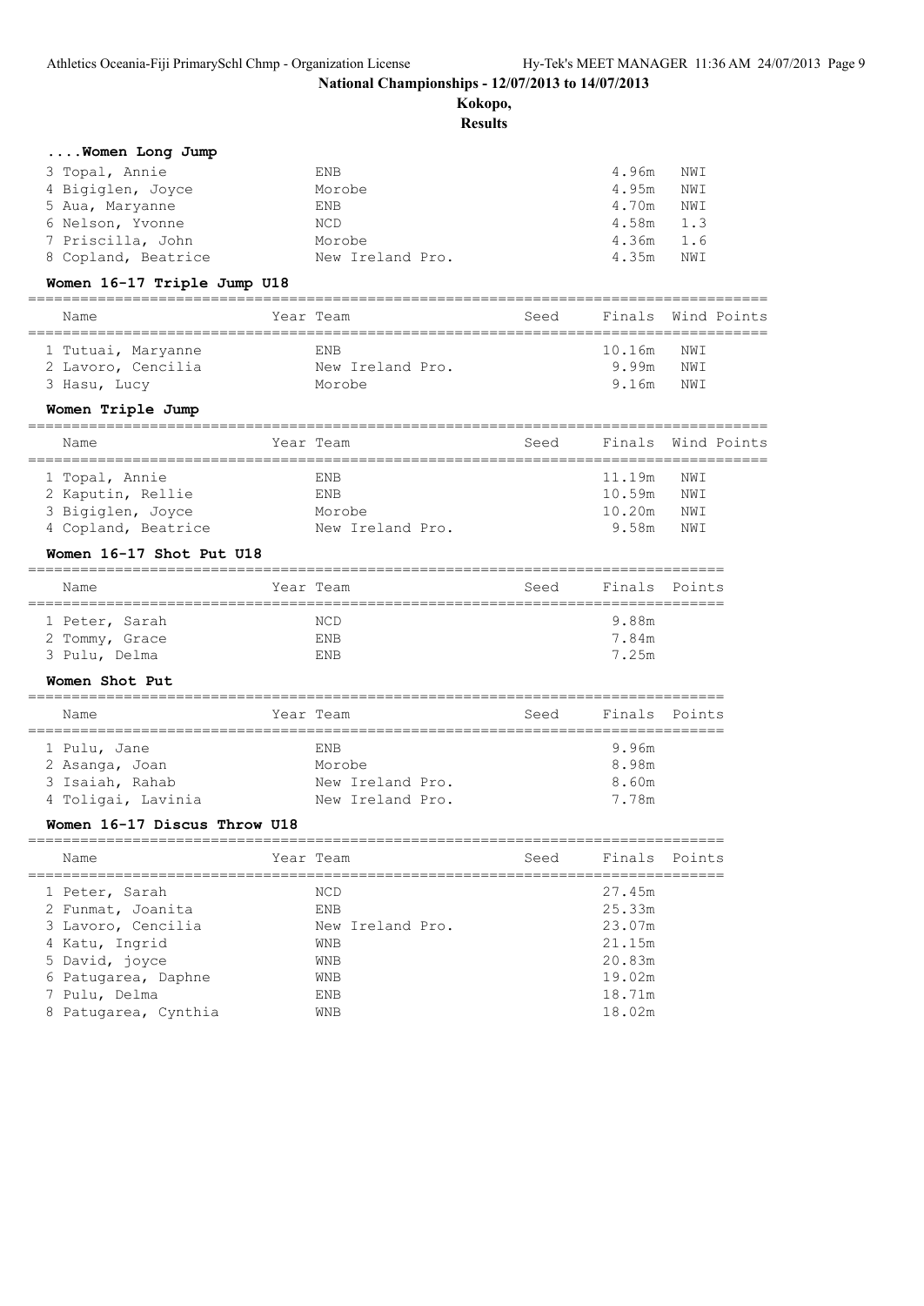# National Championships - 12/07/2013 to 14/07/2013

## Kokopo,

## Results

### ....Women Long Jump

| Name | Year | Team | Seed | Finals | Wind | Points |
|---|---|---|---|---|---|---|
| 3 Topal, Annie | | ENB | | 4.96m | NWI | |
| 4 Bigiglen, Joyce | | Morobe | | 4.95m | NWI | |
| 5 Aua, Maryanne | | ENB | | 4.70m | NWI | |
| 6 Nelson, Yvonne | | NCD | | 4.58m | 1.3 | |
| 7 Priscilla, John | | Morobe | | 4.36m | 1.6 | |
| 8 Copland, Beatrice | | New Ireland Pro. | | 4.35m | NWI | |

### Women 16-17 Triple Jump U18

| Name | Year | Team | Seed | Finals | Wind | Points |
|---|---|---|---|---|---|---|
| 1 Tutuai, Maryanne | | ENB | | 10.16m | NWI | |
| 2 Lavoro, Cencilia | | New Ireland Pro. | | 9.99m | NWI | |
| 3 Hasu, Lucy | | Morobe | | 9.16m | NWI | |

### Women Triple Jump

| Name | Year | Team | Seed | Finals | Wind | Points |
|---|---|---|---|---|---|---|
| 1 Topal, Annie | | ENB | | 11.19m | NWI | |
| 2 Kaputin, Rellie | | ENB | | 10.59m | NWI | |
| 3 Bigiglen, Joyce | | Morobe | | 10.20m | NWI | |
| 4 Copland, Beatrice | | New Ireland Pro. | | 9.58m | NWI | |

### Women 16-17 Shot Put U18

| Name | Year | Team | Seed | Finals | Points |
|---|---|---|---|---|---|
| 1 Peter, Sarah | | NCD | | 9.88m | |
| 2 Tommy, Grace | | ENB | | 7.84m | |
| 3 Pulu, Delma | | ENB | | 7.25m | |

### Women Shot Put

| Name | Year | Team | Seed | Finals | Points |
|---|---|---|---|---|---|
| 1 Pulu, Jane | | ENB | | 9.96m | |
| 2 Asanga, Joan | | Morobe | | 8.98m | |
| 3 Isaiah, Rahab | | New Ireland Pro. | | 8.60m | |
| 4 Toligai, Lavinia | | New Ireland Pro. | | 7.78m | |

### Women 16-17 Discus Throw U18

| Name | Year | Team | Seed | Finals | Points |
|---|---|---|---|---|---|
| 1 Peter, Sarah | | NCD | | 27.45m | |
| 2 Funmat, Joanita | | ENB | | 25.33m | |
| 3 Lavoro, Cencilia | | New Ireland Pro. | | 23.07m | |
| 4 Katu, Ingrid | | WNB | | 21.15m | |
| 5 David, joyce | | WNB | | 20.83m | |
| 6 Patugarea, Daphne | | WNB | | 19.02m | |
| 7 Pulu, Delma | | ENB | | 18.71m | |
| 8 Patugarea, Cynthia | | WNB | | 18.02m | |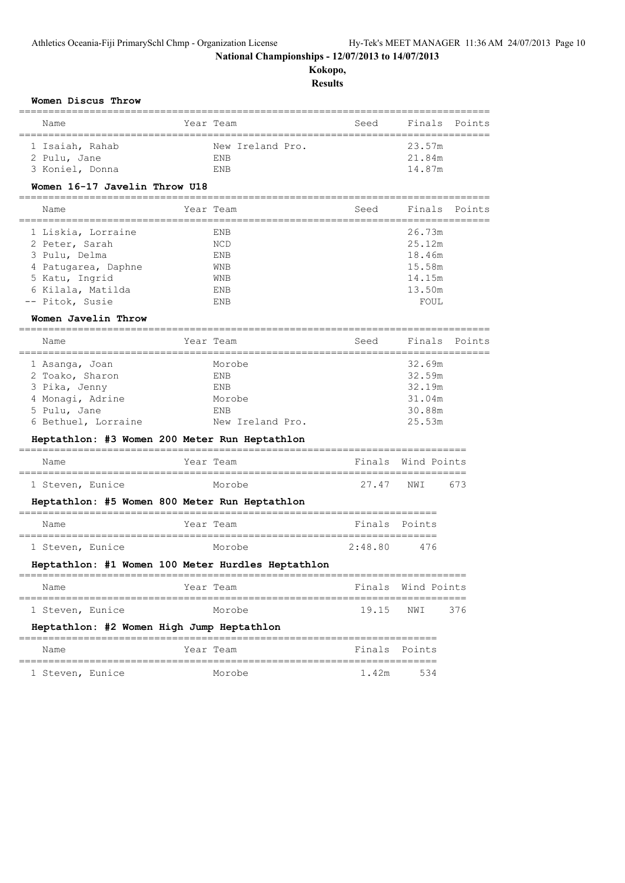## National Championships - 12/07/2013 to 14/07/2013

## Kokopo,

## Results

### Women Discus Throw

| Name | Year | Team | Seed | Finals | Points |
|---|---|---|---|---|---|
| 1 Isaiah, Rahab | | New Ireland Pro. | | 23.57m | |
| 2 Pulu, Jane | | ENB | | 21.84m | |
| 3 Koniel, Donna | | ENB | | 14.87m | |

### Women 16-17 Javelin Throw U18

| Name | Year | Team | Seed | Finals | Points |
|---|---|---|---|---|---|
| 1 Liskia, Lorraine | | ENB | | 26.73m | |
| 2 Peter, Sarah | | NCD | | 25.12m | |
| 3 Pulu, Delma | | ENB | | 18.46m | |
| 4 Patugarea, Daphne | | WNB | | 15.58m | |
| 5 Katu, Ingrid | | WNB | | 14.15m | |
| 6 Kilala, Matilda | | ENB | | 13.50m | |
| -- Pitok, Susie | | ENB | | FOUL | |

### Women Javelin Throw

| Name | Year | Team | Seed | Finals | Points |
|---|---|---|---|---|---|
| 1 Asanga, Joan | | Morobe | | 32.69m | |
| 2 Toako, Sharon | | ENB | | 32.59m | |
| 3 Pika, Jenny | | ENB | | 32.19m | |
| 4 Monagi, Adrine | | Morobe | | 31.04m | |
| 5 Pulu, Jane | | ENB | | 30.88m | |
| 6 Bethuel, Lorraine | | New Ireland Pro. | | 25.53m | |

### Heptathlon: #3 Women 200 Meter Run Heptathlon

| Name | Year | Team | Finals | Wind | Points |
|---|---|---|---|---|---|
| 1 Steven, Eunice | | Morobe | 27.47 | NWI | 673 |

### Heptathlon: #5 Women 800 Meter Run Heptathlon

| Name | Year | Team | Finals | Points |
|---|---|---|---|---|
| 1 Steven, Eunice | | Morobe | 2:48.80 | 476 |

### Heptathlon: #1 Women 100 Meter Hurdles Heptathlon

| Name | Year | Team | Finals | Wind | Points |
|---|---|---|---|---|---|
| 1 Steven, Eunice | | Morobe | 19.15 | NWI | 376 |

### Heptathlon: #2 Women High Jump Heptathlon

| Name | Year | Team | Finals | Points |
|---|---|---|---|---|
| 1 Steven, Eunice | | Morobe | 1.42m | 534 |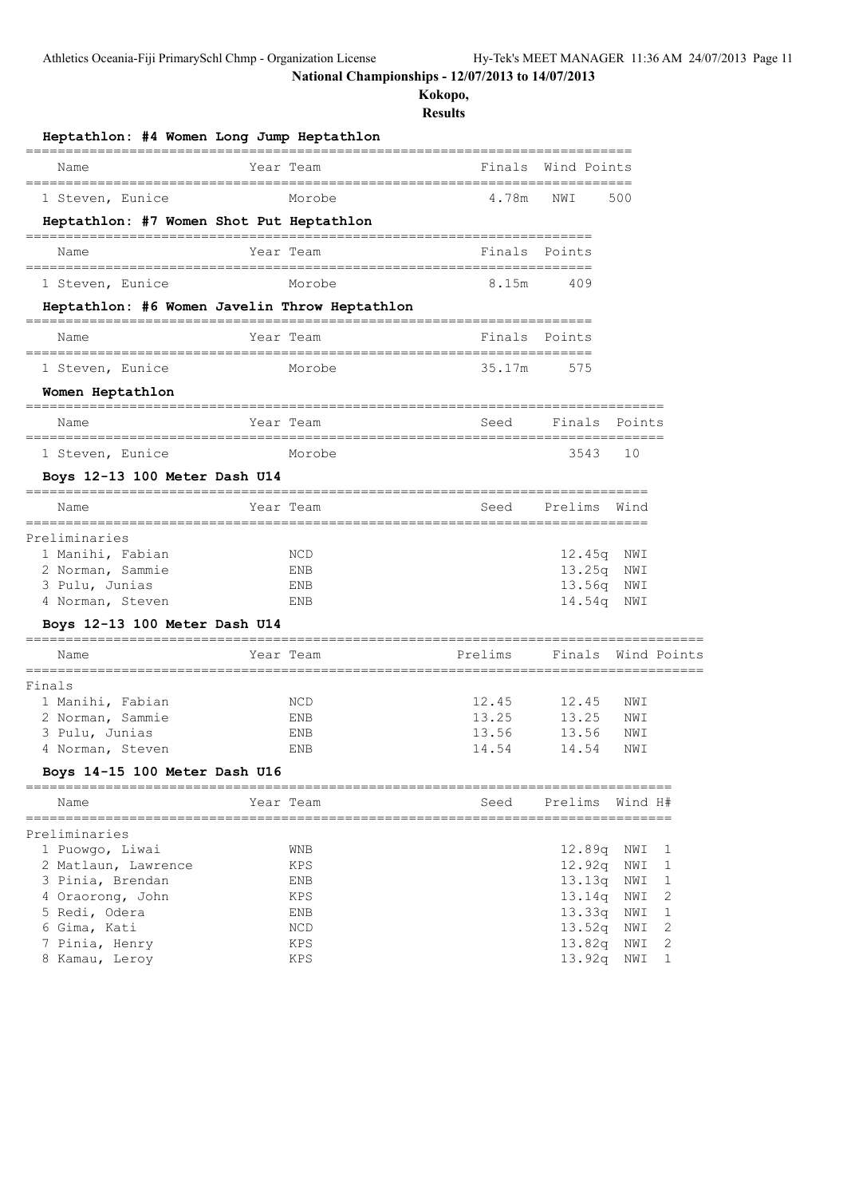**National Championships - 12/07/2013 to 14/07/2013**

**Kokopo,**

**Results**

### Heptathlon: #4 Women Long Jump Heptathlon

| Name | Year | Team | Finals | Wind | Points |
|---|---|---|---|---|---|
| 1 Steven, Eunice | | Morobe | 4.78m | NWI | 500 |

### Heptathlon: #7 Women Shot Put Heptathlon

| Name | Year | Team | Finals | Points |
|---|---|---|---|---|
| 1 Steven, Eunice | | Morobe | 8.15m | 409 |

### Heptathlon: #6 Women Javelin Throw Heptathlon

| Name | Year | Team | Finals | Points |
|---|---|---|---|---|
| 1 Steven, Eunice | | Morobe | 35.17m | 575 |

### Women Heptathlon

| Name | Year | Team | Seed | Finals | Points |
|---|---|---|---|---|---|
| 1 Steven, Eunice | | Morobe | | 3543 | 10 |

### Boys 12-13 100 Meter Dash U14

| Name | Year | Team | Seed | Prelims | Wind |
|---|---|---|---|---|---|
| **Preliminaries** | | | | | |
| 1 Manihi, Fabian | | NCD | | 12.45q | NWI |
| 2 Norman, Sammie | | ENB | | 13.25q | NWI |
| 3 Pulu, Junias | | ENB | | 13.56q | NWI |
| 4 Norman, Steven | | ENB | | 14.54q | NWI |

### Boys 12-13 100 Meter Dash U14

| Name | Year | Team | Prelims | Finals | Wind | Points |
|---|---|---|---|---|---|---|
| **Finals** | | | | | | |
| 1 Manihi, Fabian | | NCD | 12.45 | 12.45 | NWI | |
| 2 Norman, Sammie | | ENB | 13.25 | 13.25 | NWI | |
| 3 Pulu, Junias | | ENB | 13.56 | 13.56 | NWI | |
| 4 Norman, Steven | | ENB | 14.54 | 14.54 | NWI | |

### Boys 14-15 100 Meter Dash U16

| Name | Year | Team | Seed | Prelims | Wind | H# |
|---|---|---|---|---|---|---|
| **Preliminaries** | | | | | | |
| 1 Puowgo, Liwai | | WNB | | 12.89q | NWI | 1 |
| 2 Matlaun, Lawrence | | KPS | | 12.92q | NWI | 1 |
| 3 Pinia, Brendan | | ENB | | 13.13q | NWI | 1 |
| 4 Oraorong, John | | KPS | | 13.14q | NWI | 2 |
| 5 Redi, Odera | | ENB | | 13.33q | NWI | 1 |
| 6 Gima, Kati | | NCD | | 13.52q | NWI | 2 |
| 7 Pinia, Henry | | KPS | | 13.82q | NWI | 2 |
| 8 Kamau, Leroy | | KPS | | 13.92q | NWI | 1 |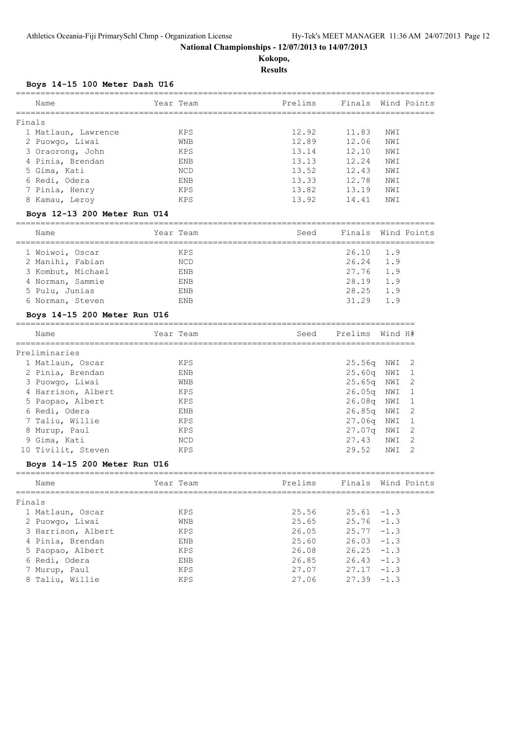**National Championships - 12/07/2013 to 14/07/2013**

**Kokopo,**

**Results**

### Boys 14-15 100 Meter Dash U16

Finals

| Name | Year Team | Prelims | Finals | Wind | Points |
|---|---|---|---|---|---|
| 1 Matlaun, Lawrence | KPS | 12.92 | 11.83 | NWI | |
| 2 Puowgo, Liwai | WNB | 12.89 | 12.06 | NWI | |
| 3 Oraorong, John | KPS | 13.14 | 12.10 | NWI | |
| 4 Pinia, Brendan | ENB | 13.13 | 12.24 | NWI | |
| 5 Gima, Kati | NCD | 13.52 | 12.43 | NWI | |
| 6 Redi, Odera | ENB | 13.33 | 12.78 | NWI | |
| 7 Pinia, Henry | KPS | 13.82 | 13.19 | NWI | |
| 8 Kamau, Leroy | KPS | 13.92 | 14.41 | NWI | |

### Boys 12-13 200 Meter Run U14

| Name | Year Team | Seed | Finals | Wind | Points |
|---|---|---|---|---|---|
| 1 Woiwoi, Oscar | KPS | | 26.10 | 1.9 | |
| 2 Manihi, Fabian | NCD | | 26.24 | 1.9 | |
| 3 Kombut, Michael | ENB | | 27.76 | 1.9 | |
| 4 Norman, Sammie | ENB | | 28.19 | 1.9 | |
| 5 Pulu, Junias | ENB | | 28.25 | 1.9 | |
| 6 Norman, Steven | ENB | | 31.29 | 1.9 | |

### Boys 14-15 200 Meter Run U16

Preliminaries

| Name | Year Team | Seed | Prelims | Wind | H# |
|---|---|---|---|---|---|
| 1 Matlaun, Oscar | KPS | | 25.56q | NWI | 2 |
| 2 Pinia, Brendan | ENB | | 25.60q | NWI | 1 |
| 3 Puowgo, Liwai | WNB | | 25.65q | NWI | 2 |
| 4 Harrison, Albert | KPS | | 26.05q | NWI | 1 |
| 5 Paopao, Albert | KPS | | 26.08q | NWI | 1 |
| 6 Redi, Odera | ENB | | 26.85q | NWI | 2 |
| 7 Taliu, Willie | KPS | | 27.06q | NWI | 1 |
| 8 Murup, Paul | KPS | | 27.07q | NWI | 2 |
| 9 Gima, Kati | NCD | | 27.43 | NWI | 2 |
| 10 Tivilit, Steven | KPS | | 29.52 | NWI | 2 |

### Boys 14-15 200 Meter Run U16

Finals

| Name | Year Team | Prelims | Finals | Wind | Points |
|---|---|---|---|---|---|
| 1 Matlaun, Oscar | KPS | 25.56 | 25.61 | -1.3 | |
| 2 Puowgo, Liwai | WNB | 25.65 | 25.76 | -1.3 | |
| 3 Harrison, Albert | KPS | 26.05 | 25.77 | -1.3 | |
| 4 Pinia, Brendan | ENB | 25.60 | 26.03 | -1.3 | |
| 5 Paopao, Albert | KPS | 26.08 | 26.25 | -1.3 | |
| 6 Redi, Odera | ENB | 26.85 | 26.43 | -1.3 | |
| 7 Murup, Paul | KPS | 27.07 | 27.17 | -1.3 | |
| 8 Taliu, Willie | KPS | 27.06 | 27.39 | -1.3 | |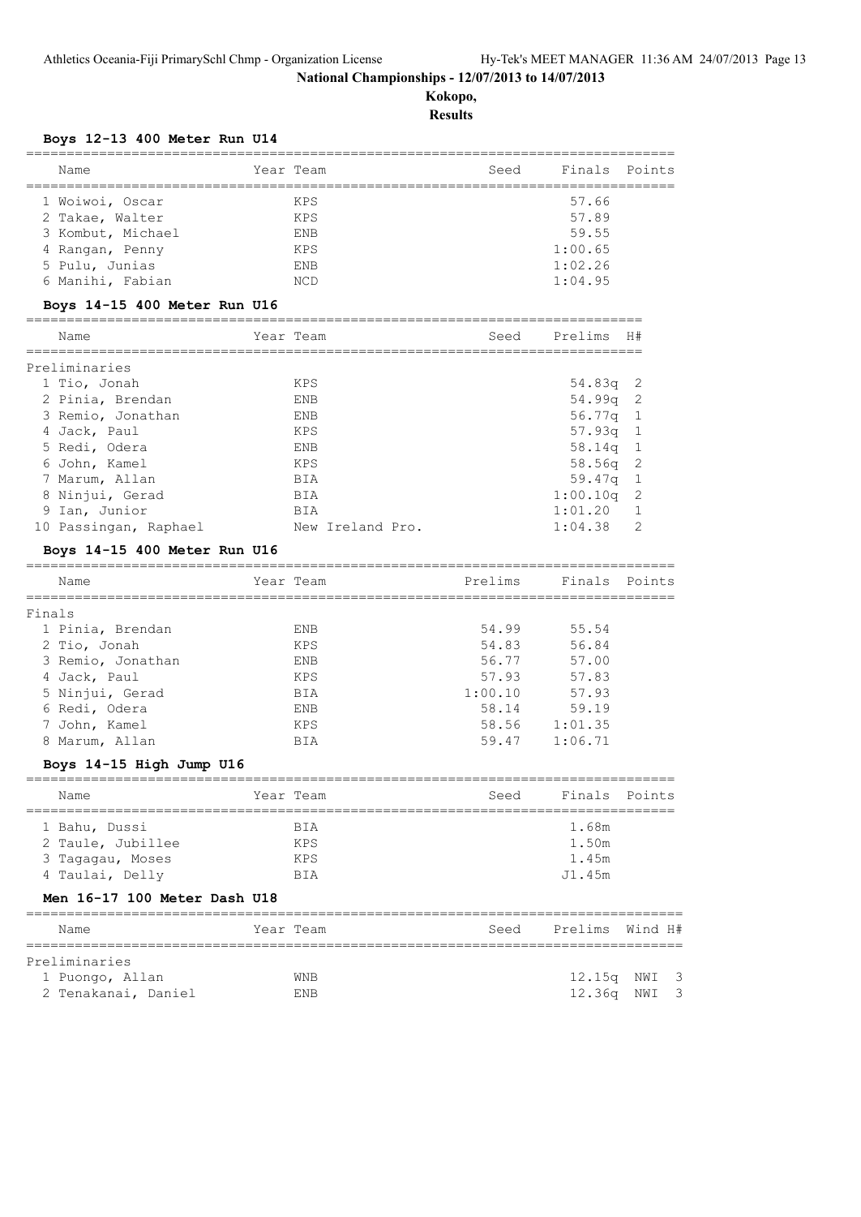## National Championships - 12/07/2013 to 14/07/2013

**Kokopo,**

**Results**

### Boys 12-13 400 Meter Run U14

| Name | Year | Team | Seed | Finals | Points |
|---|---|---|---|---|---|
| 1 Woiwoi, Oscar | | KPS | | 57.66 | |
| 2 Takae, Walter | | KPS | | 57.89 | |
| 3 Kombut, Michael | | ENB | | 59.55 | |
| 4 Rangan, Penny | | KPS | | 1:00.65 | |
| 5 Pulu, Junias | | ENB | | 1:02.26 | |
| 6 Manihi, Fabian | | NCD | | 1:04.95 | |

### Boys 14-15 400 Meter Run U16

| Name | Year | Team | Seed | Prelims | H# |
|---|---|---|---|---|---|
| **Preliminaries** | | | | | |
| 1 Tio, Jonah | | KPS | | 54.83q | 2 |
| 2 Pinia, Brendan | | ENB | | 54.99q | 2 |
| 3 Remio, Jonathan | | ENB | | 56.77q | 1 |
| 4 Jack, Paul | | KPS | | 57.93q | 1 |
| 5 Redi, Odera | | ENB | | 58.14q | 1 |
| 6 John, Kamel | | KPS | | 58.56q | 2 |
| 7 Marum, Allan | | BIA | | 59.47q | 1 |
| 8 Ninjui, Gerad | | BIA | | 1:00.10q | 2 |
| 9 Ian, Junior | | BIA | | 1:01.20 | 1 |
| 10 Passingan, Raphael | | New Ireland Pro. | | 1:04.38 | 2 |

### Boys 14-15 400 Meter Run U16

| Name | Year | Team | Prelims | Finals | Points |
|---|---|---|---|---|---|
| **Finals** | | | | | |
| 1 Pinia, Brendan | | ENB | 54.99 | 55.54 | |
| 2 Tio, Jonah | | KPS | 54.83 | 56.84 | |
| 3 Remio, Jonathan | | ENB | 56.77 | 57.00 | |
| 4 Jack, Paul | | KPS | 57.93 | 57.83 | |
| 5 Ninjui, Gerad | | BIA | 1:00.10 | 57.93 | |
| 6 Redi, Odera | | ENB | 58.14 | 59.19 | |
| 7 John, Kamel | | KPS | 58.56 | 1:01.35 | |
| 8 Marum, Allan | | BIA | 59.47 | 1:06.71 | |

### Boys 14-15 High Jump U16

| Name | Year | Team | Seed | Finals | Points |
|---|---|---|---|---|---|
| 1 Bahu, Dussi | | BIA | | 1.68m | |
| 2 Taule, Jubillee | | KPS | | 1.50m | |
| 3 Tagagau, Moses | | KPS | | 1.45m | |
| 4 Taulai, Delly | | BIA | | J1.45m | |

### Men 16-17 100 Meter Dash U18

| Name | Year | Team | Seed | Prelims | Wind | H# |
|---|---|---|---|---|---|---|
| **Preliminaries** | | | | | | |
| 1 Puongo, Allan | | WNB | | 12.15q | NWI | 3 |
| 2 Tenakanai, Daniel | | ENB | | 12.36q | NWI | 3 |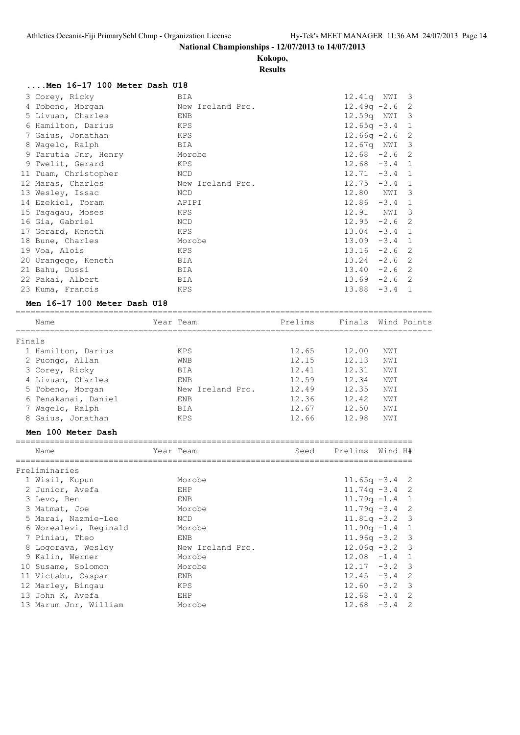**National Championships - 12/07/2013 to 14/07/2013**

**Kokopo,**

**Results**

### ....Men 16-17 100 Meter Dash U18

| Place | Name | Team | Prelims | Wind | H# |
|---|---|---|---|---|---|
| 3 | Corey, Ricky | BIA | 12.41q | NWI | 3 |
| 4 | Tobeno, Morgan | New Ireland Pro. | 12.49q | -2.6 | 2 |
| 5 | Livuan, Charles | ENB | 12.59q | NWI | 3 |
| 6 | Hamilton, Darius | KPS | 12.65q | -3.4 | 1 |
| 7 | Gaius, Jonathan | KPS | 12.66q | -2.6 | 2 |
| 8 | Wagelo, Ralph | BIA | 12.67q | NWI | 3 |
| 9 | Tarutia Jnr, Henry | Morobe | 12.68 | -2.6 | 2 |
| 9 | Twelit, Gerard | KPS | 12.68 | -3.4 | 1 |
| 11 | Tuam, Christopher | NCD | 12.71 | -3.4 | 1 |
| 12 | Maras, Charles | New Ireland Pro. | 12.75 | -3.4 | 1 |
| 13 | Wesley, Issac | NCD | 12.80 | NWI | 3 |
| 14 | Ezekiel, Toram | APIPI | 12.86 | -3.4 | 1 |
| 15 | Tagagau, Moses | KPS | 12.91 | NWI | 3 |
| 16 | Gia, Gabriel | NCD | 12.95 | -2.6 | 2 |
| 17 | Gerard, Keneth | KPS | 13.04 | -3.4 | 1 |
| 18 | Bune, Charles | Morobe | 13.09 | -3.4 | 1 |
| 19 | Voa, Alois | KPS | 13.16 | -2.6 | 2 |
| 20 | Urangege, Keneth | BIA | 13.24 | -2.6 | 2 |
| 21 | Bahu, Dussi | BIA | 13.40 | -2.6 | 2 |
| 22 | Pakai, Albert | BIA | 13.69 | -2.6 | 2 |
| 23 | Kuma, Francis | KPS | 13.88 | -3.4 | 1 |

### Men 16-17 100 Meter Dash U18

| | Name | Year | Team | Prelims | Finals | Wind | Points |
|---|---|---|---|---|---|---|---|
| **Finals** | | | | | | | |
| 1 | Hamilton, Darius | | KPS | 12.65 | 12.00 | NWI | |
| 2 | Puongo, Allan | | WNB | 12.15 | 12.13 | NWI | |
| 3 | Corey, Ricky | | BIA | 12.41 | 12.31 | NWI | |
| 4 | Livuan, Charles | | ENB | 12.59 | 12.34 | NWI | |
| 5 | Tobeno, Morgan | | New Ireland Pro. | 12.49 | 12.35 | NWI | |
| 6 | Tenakanai, Daniel | | ENB | 12.36 | 12.42 | NWI | |
| 7 | Wagelo, Ralph | | BIA | 12.67 | 12.50 | NWI | |
| 8 | Gaius, Jonathan | | KPS | 12.66 | 12.98 | NWI | |

### Men 100 Meter Dash

| | Name | Year | Team | Seed | Prelims | Wind | H# |
|---|---|---|---|---|---|---|---|
| **Preliminaries** | | | | | | | |
| 1 | Wisil, Kupun | | Morobe | | 11.65q | -3.4 | 2 |
| 2 | Junior, Avefa | | EHP | | 11.74q | -3.4 | 2 |
| 3 | Levo, Ben | | ENB | | 11.79q | -1.4 | 1 |
| 3 | Matmat, Joe | | Morobe | | 11.79q | -3.4 | 2 |
| 5 | Marai, Nazmie-Lee | | NCD | | 11.81q | -3.2 | 3 |
| 6 | Worealevi, Reginald | | Morobe | | 11.90q | -1.4 | 1 |
| 7 | Piniau, Theo | | ENB | | 11.96q | -3.2 | 3 |
| 8 | Logorava, Wesley | | New Ireland Pro. | | 12.06q | -3.2 | 3 |
| 9 | Kalin, Werner | | Morobe | | 12.08 | -1.4 | 1 |
| 10 | Susame, Solomon | | Morobe | | 12.17 | -3.2 | 3 |
| 11 | Victabu, Caspar | | ENB | | 12.45 | -3.4 | 2 |
| 12 | Marley, Bingau | | KPS | | 12.60 | -3.2 | 3 |
| 13 | John K, Avefa | | EHP | | 12.68 | -3.4 | 2 |
| 13 | Marum Jnr, William | | Morobe | | 12.68 | -3.4 | 2 |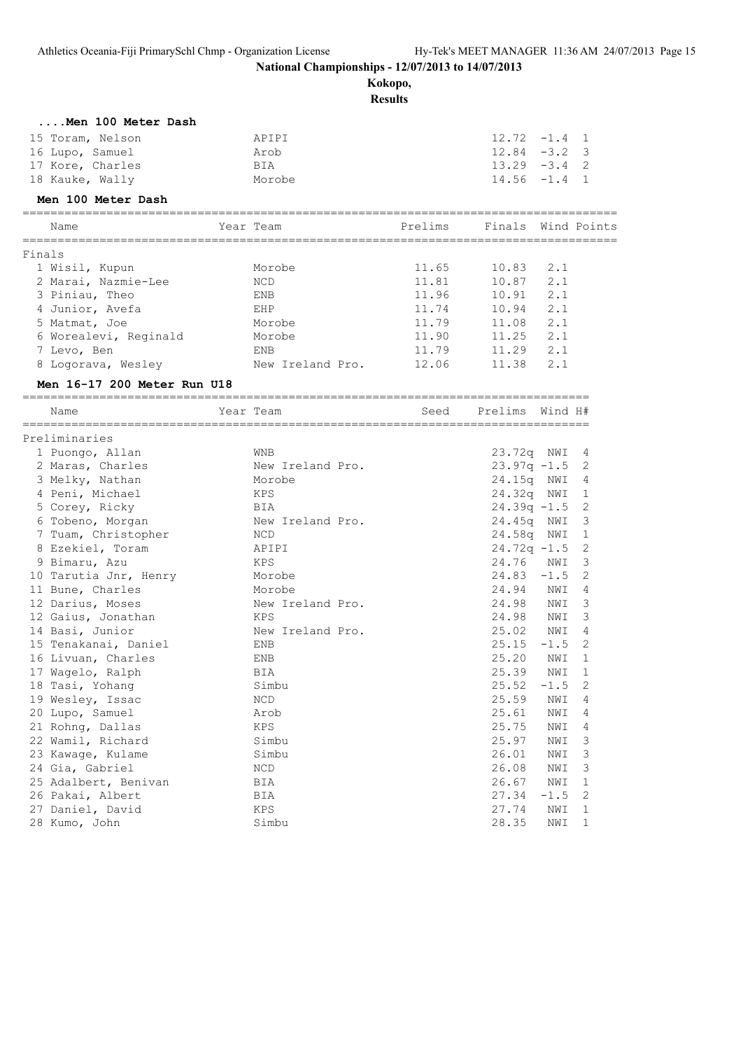**National Championships - 12/07/2013 to 14/07/2013**

**Kokopo,**

**Results**

### ....Men 100 Meter Dash

| Name | Team | Time | Wind | H# |
|---|---|---|---|---|
| 15 Toram, Nelson | APIPI | 12.72 | -1.4 | 1 |
| 16 Lupo, Samuel | Arob | 12.84 | -3.2 | 3 |
| 17 Kore, Charles | BIA | 13.29 | -3.4 | 2 |
| 18 Kauke, Wally | Morobe | 14.56 | -1.4 | 1 |

### Men 100 Meter Dash

| Name | Year Team | Prelims | Finals | Wind | Points |
|---|---|---|---|---|---|
| **Finals** | | | | | |
| 1 Wisil, Kupun | Morobe | 11.65 | 10.83 | 2.1 | |
| 2 Marai, Nazmie-Lee | NCD | 11.81 | 10.87 | 2.1 | |
| 3 Piniau, Theo | ENB | 11.96 | 10.91 | 2.1 | |
| 4 Junior, Avefa | EHP | 11.74 | 10.94 | 2.1 | |
| 5 Matmat, Joe | Morobe | 11.79 | 11.08 | 2.1 | |
| 6 Worealevi, Reginald | Morobe | 11.90 | 11.25 | 2.1 | |
| 7 Levo, Ben | ENB | 11.79 | 11.29 | 2.1 | |
| 8 Logorava, Wesley | New Ireland Pro. | 12.06 | 11.38 | 2.1 | |

### Men 16-17 200 Meter Run U18

| Name | Year Team | Seed | Prelims | Wind | H# |
|---|---|---|---|---|---|
| **Preliminaries** | | | | | |
| 1 Puongo, Allan | WNB | | 23.72q | NWI | 4 |
| 2 Maras, Charles | New Ireland Pro. | | 23.97q | -1.5 | 2 |
| 3 Melky, Nathan | Morobe | | 24.15q | NWI | 4 |
| 4 Peni, Michael | KPS | | 24.32q | NWI | 1 |
| 5 Corey, Ricky | BIA | | 24.39q | -1.5 | 2 |
| 6 Tobeno, Morgan | New Ireland Pro. | | 24.45q | NWI | 3 |
| 7 Tuam, Christopher | NCD | | 24.58q | NWI | 1 |
| 8 Ezekiel, Toram | APIPI | | 24.72q | -1.5 | 2 |
| 9 Bimaru, Azu | KPS | | 24.76 | NWI | 3 |
| 10 Tarutia Jnr, Henry | Morobe | | 24.83 | -1.5 | 2 |
| 11 Bune, Charles | Morobe | | 24.94 | NWI | 4 |
| 12 Darius, Moses | New Ireland Pro. | | 24.98 | NWI | 3 |
| 12 Gaius, Jonathan | KPS | | 24.98 | NWI | 3 |
| 14 Basi, Junior | New Ireland Pro. | | 25.02 | NWI | 4 |
| 15 Tenakanai, Daniel | ENB | | 25.15 | -1.5 | 2 |
| 16 Livuan, Charles | ENB | | 25.20 | NWI | 1 |
| 17 Wagelo, Ralph | BIA | | 25.39 | NWI | 1 |
| 18 Tasi, Yohang | Simbu | | 25.52 | -1.5 | 2 |
| 19 Wesley, Issac | NCD | | 25.59 | NWI | 4 |
| 20 Lupo, Samuel | Arob | | 25.61 | NWI | 4 |
| 21 Rohng, Dallas | KPS | | 25.75 | NWI | 4 |
| 22 Wamil, Richard | Simbu | | 25.97 | NWI | 3 |
| 23 Kawage, Kulame | Simbu | | 26.01 | NWI | 3 |
| 24 Gia, Gabriel | NCD | | 26.08 | NWI | 3 |
| 25 Adalbert, Benivan | BIA | | 26.67 | NWI | 1 |
| 26 Pakai, Albert | BIA | | 27.34 | -1.5 | 2 |
| 27 Daniel, David | KPS | | 27.74 | NWI | 1 |
| 28 Kumo, John | Simbu | | 28.35 | NWI | 1 |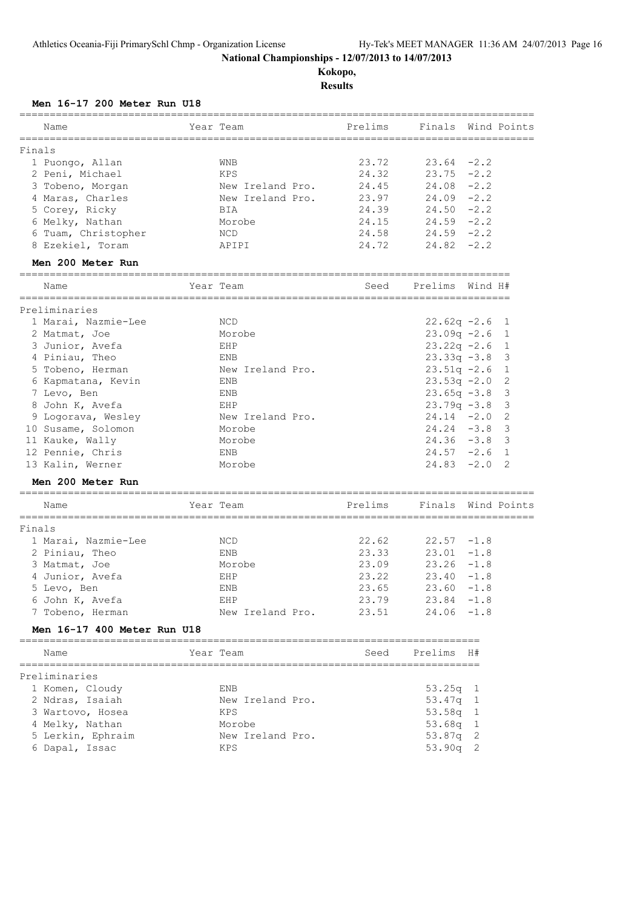**National Championships - 12/07/2013 to 14/07/2013**

**Kokopo,**

**Results**

### Men 16-17 200 Meter Run U18

| Name | Year Team | Prelims | Finals | Wind | Points |
|---|---|---|---|---|---|
| **Finals** | | | | | |
| 1 Puongo, Allan | WNB | 23.72 | 23.64 | -2.2 | |
| 2 Peni, Michael | KPS | 24.32 | 23.75 | -2.2 | |
| 3 Tobeno, Morgan | New Ireland Pro. | 24.45 | 24.08 | -2.2 | |
| 4 Maras, Charles | New Ireland Pro. | 23.97 | 24.09 | -2.2 | |
| 5 Corey, Ricky | BIA | 24.39 | 24.50 | -2.2 | |
| 6 Melky, Nathan | Morobe | 24.15 | 24.59 | -2.2 | |
| 6 Tuam, Christopher | NCD | 24.58 | 24.59 | -2.2 | |
| 8 Ezekiel, Toram | APIPI | 24.72 | 24.82 | -2.2 | |

### Men 200 Meter Run

| Name | Year Team | Seed | Prelims | Wind | H# |
|---|---|---|---|---|---|
| **Preliminaries** | | | | | |
| 1 Marai, Nazmie-Lee | NCD | | 22.62q | -2.6 | 1 |
| 2 Matmat, Joe | Morobe | | 23.09q | -2.6 | 1 |
| 3 Junior, Avefa | EHP | | 23.22q | -2.6 | 1 |
| 4 Piniau, Theo | ENB | | 23.33q | -3.8 | 3 |
| 5 Tobeno, Herman | New Ireland Pro. | | 23.51q | -2.6 | 1 |
| 6 Kapmatana, Kevin | ENB | | 23.53q | -2.0 | 2 |
| 7 Levo, Ben | ENB | | 23.65q | -3.8 | 3 |
| 8 John K, Avefa | EHP | | 23.79q | -3.8 | 3 |
| 9 Logorava, Wesley | New Ireland Pro. | | 24.14 | -2.0 | 2 |
| 10 Susame, Solomon | Morobe | | 24.24 | -3.8 | 3 |
| 11 Kauke, Wally | Morobe | | 24.36 | -3.8 | 3 |
| 12 Pennie, Chris | ENB | | 24.57 | -2.6 | 1 |
| 13 Kalin, Werner | Morobe | | 24.83 | -2.0 | 2 |

### Men 200 Meter Run

| Name | Year Team | Prelims | Finals | Wind | Points |
|---|---|---|---|---|---|
| **Finals** | | | | | |
| 1 Marai, Nazmie-Lee | NCD | 22.62 | 22.57 | -1.8 | |
| 2 Piniau, Theo | ENB | 23.33 | 23.01 | -1.8 | |
| 3 Matmat, Joe | Morobe | 23.09 | 23.26 | -1.8 | |
| 4 Junior, Avefa | EHP | 23.22 | 23.40 | -1.8 | |
| 5 Levo, Ben | ENB | 23.65 | 23.60 | -1.8 | |
| 6 John K, Avefa | EHP | 23.79 | 23.84 | -1.8 | |
| 7 Tobeno, Herman | New Ireland Pro. | 23.51 | 24.06 | -1.8 | |

### Men 16-17 400 Meter Run U18

| Name | Year Team | Seed | Prelims | H# |
|---|---|---|---|---|
| **Preliminaries** | | | | |
| 1 Komen, Cloudy | ENB | | 53.25q | 1 |
| 2 Ndras, Isaiah | New Ireland Pro. | | 53.47q | 1 |
| 3 Wartovo, Hosea | KPS | | 53.58q | 1 |
| 4 Melky, Nathan | Morobe | | 53.68q | 1 |
| 5 Lerkin, Ephraim | New Ireland Pro. | | 53.87q | 2 |
| 6 Dapal, Issac | KPS | | 53.90q | 2 |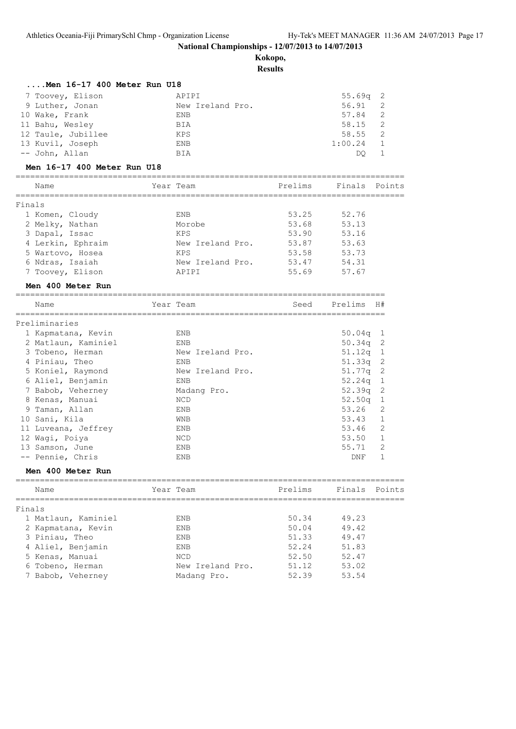**National Championships - 12/07/2013 to 14/07/2013**

**Kokopo,**

**Results**

### ....Men 16-17 400 Meter Run U18

| Place | Name | Year | Team | Seed | Prelims | H# |
|---|---|---|---|---|---|---|
| 7 | Toovey, Elison | | APIPI | | 55.69q | 2 |
| 9 | Luther, Jonan | | New Ireland Pro. | | 56.91 | 2 |
| 10 | Wake, Frank | | ENB | | 57.84 | 2 |
| 11 | Bahu, Wesley | | BIA | | 58.15 | 2 |
| 12 | Taule, Jubillee | | KPS | | 58.55 | 2 |
| 13 | Kuvil, Joseph | | ENB | | 1:00.24 | 1 |
| -- | John, Allan | | BIA | | DQ | 1 |

### Men 16-17 400 Meter Run U18

Finals

| Place | Name | Year | Team | Prelims | Finals | Points |
|---|---|---|---|---|---|---|
| 1 | Komen, Cloudy | | ENB | 53.25 | 52.76 | |
| 2 | Melky, Nathan | | Morobe | 53.68 | 53.13 | |
| 3 | Dapal, Issac | | KPS | 53.90 | 53.16 | |
| 4 | Lerkin, Ephraim | | New Ireland Pro. | 53.87 | 53.63 | |
| 5 | Wartovo, Hosea | | KPS | 53.58 | 53.73 | |
| 6 | Ndras, Isaiah | | New Ireland Pro. | 53.47 | 54.31 | |
| 7 | Toovey, Elison | | APIPI | 55.69 | 57.67 | |

### Men 400 Meter Run

Preliminaries

| Place | Name | Year | Team | Seed | Prelims | H# |
|---|---|---|---|---|---|---|
| 1 | Kapmatana, Kevin | | ENB | | 50.04q | 1 |
| 2 | Matlaun, Kaminiel | | ENB | | 50.34q | 2 |
| 3 | Tobeno, Herman | | New Ireland Pro. | | 51.12q | 1 |
| 4 | Piniau, Theo | | ENB | | 51.33q | 2 |
| 5 | Koniel, Raymond | | New Ireland Pro. | | 51.77q | 2 |
| 6 | Aliel, Benjamin | | ENB | | 52.24q | 1 |
| 7 | Babob, Veherney | | Madang Pro. | | 52.39q | 2 |
| 8 | Kenas, Manuai | | NCD | | 52.50q | 1 |
| 9 | Taman, Allan | | ENB | | 53.26 | 2 |
| 10 | Sani, Kila | | WNB | | 53.43 | 1 |
| 11 | Luveana, Jeffrey | | ENB | | 53.46 | 2 |
| 12 | Wagi, Poiya | | NCD | | 53.50 | 1 |
| 13 | Samson, June | | ENB | | 55.71 | 2 |
| -- | Pennie, Chris | | ENB | | DNF | 1 |

### Men 400 Meter Run

Finals

| Place | Name | Year | Team | Prelims | Finals | Points |
|---|---|---|---|---|---|---|
| 1 | Matlaun, Kaminiel | | ENB | 50.34 | 49.23 | |
| 2 | Kapmatana, Kevin | | ENB | 50.04 | 49.42 | |
| 3 | Piniau, Theo | | ENB | 51.33 | 49.47 | |
| 4 | Aliel, Benjamin | | ENB | 52.24 | 51.83 | |
| 5 | Kenas, Manuai | | NCD | 52.50 | 52.47 | |
| 6 | Tobeno, Herman | | New Ireland Pro. | 51.12 | 53.02 | |
| 7 | Babob, Veherney | | Madang Pro. | 52.39 | 53.54 | |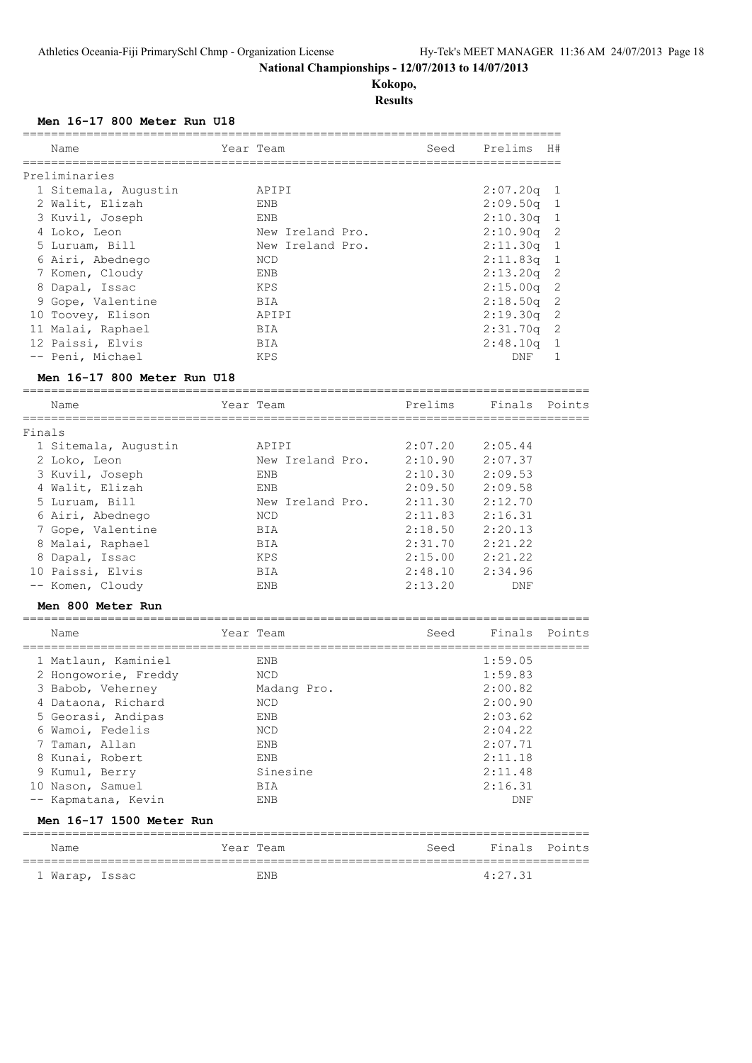**National Championships - 12/07/2013 to 14/07/2013**

**Kokopo,**

**Results**

### Men 16-17 800 Meter Run U18

| Name | Year | Team | Seed | Prelims | H# |
|---|---|---|---|---|---|
| **Preliminaries** | | | | | |
| 1 Sitemala, Augustin | | APIPI | | 2:07.20q | 1 |
| 2 Walit, Elizah | | ENB | | 2:09.50q | 1 |
| 3 Kuvil, Joseph | | ENB | | 2:10.30q | 1 |
| 4 Loko, Leon | | New Ireland Pro. | | 2:10.90q | 2 |
| 5 Luruam, Bill | | New Ireland Pro. | | 2:11.30q | 1 |
| 6 Airi, Abednego | | NCD | | 2:11.83q | 1 |
| 7 Komen, Cloudy | | ENB | | 2:13.20q | 2 |
| 8 Dapal, Issac | | KPS | | 2:15.00q | 2 |
| 9 Gope, Valentine | | BIA | | 2:18.50q | 2 |
| 10 Toovey, Elison | | APIPI | | 2:19.30q | 2 |
| 11 Malai, Raphael | | BIA | | 2:31.70q | 2 |
| 12 Paissi, Elvis | | BIA | | 2:48.10q | 1 |
| -- Peni, Michael | | KPS | | DNF | 1 |

### Men 16-17 800 Meter Run U18

| Name | Year | Team | Prelims | Finals | Points |
|---|---|---|---|---|---|
| **Finals** | | | | | |
| 1 Sitemala, Augustin | | APIPI | 2:07.20 | 2:05.44 | |
| 2 Loko, Leon | | New Ireland Pro. | 2:10.90 | 2:07.37 | |
| 3 Kuvil, Joseph | | ENB | 2:10.30 | 2:09.53 | |
| 4 Walit, Elizah | | ENB | 2:09.50 | 2:09.58 | |
| 5 Luruam, Bill | | New Ireland Pro. | 2:11.30 | 2:12.70 | |
| 6 Airi, Abednego | | NCD | 2:11.83 | 2:16.31 | |
| 7 Gope, Valentine | | BIA | 2:18.50 | 2:20.13 | |
| 8 Malai, Raphael | | BIA | 2:31.70 | 2:21.22 | |
| 8 Dapal, Issac | | KPS | 2:15.00 | 2:21.22 | |
| 10 Paissi, Elvis | | BIA | 2:48.10 | 2:34.96 | |
| -- Komen, Cloudy | | ENB | 2:13.20 | DNF | |

### Men 800 Meter Run

| Name | Year | Team | Seed | Finals | Points |
|---|---|---|---|---|---|
| 1 Matlaun, Kaminiel | | ENB | | 1:59.05 | |
| 2 Hongoworie, Freddy | | NCD | | 1:59.83 | |
| 3 Babob, Veherney | | Madang Pro. | | 2:00.82 | |
| 4 Dataona, Richard | | NCD | | 2:00.90 | |
| 5 Georasi, Andipas | | ENB | | 2:03.62 | |
| 6 Wamoi, Fedelis | | NCD | | 2:04.22 | |
| 7 Taman, Allan | | ENB | | 2:07.71 | |
| 8 Kunai, Robert | | ENB | | 2:11.18 | |
| 9 Kumul, Berry | | Sinesine | | 2:11.48 | |
| 10 Nason, Samuel | | BIA | | 2:16.31 | |
| -- Kapmatana, Kevin | | ENB | | DNF | |

### Men 16-17 1500 Meter Run

| Name | Year | Team | Seed | Finals | Points |
|---|---|---|---|---|---|
| 1 Warap, Issac | | ENB | | 4:27.31 | |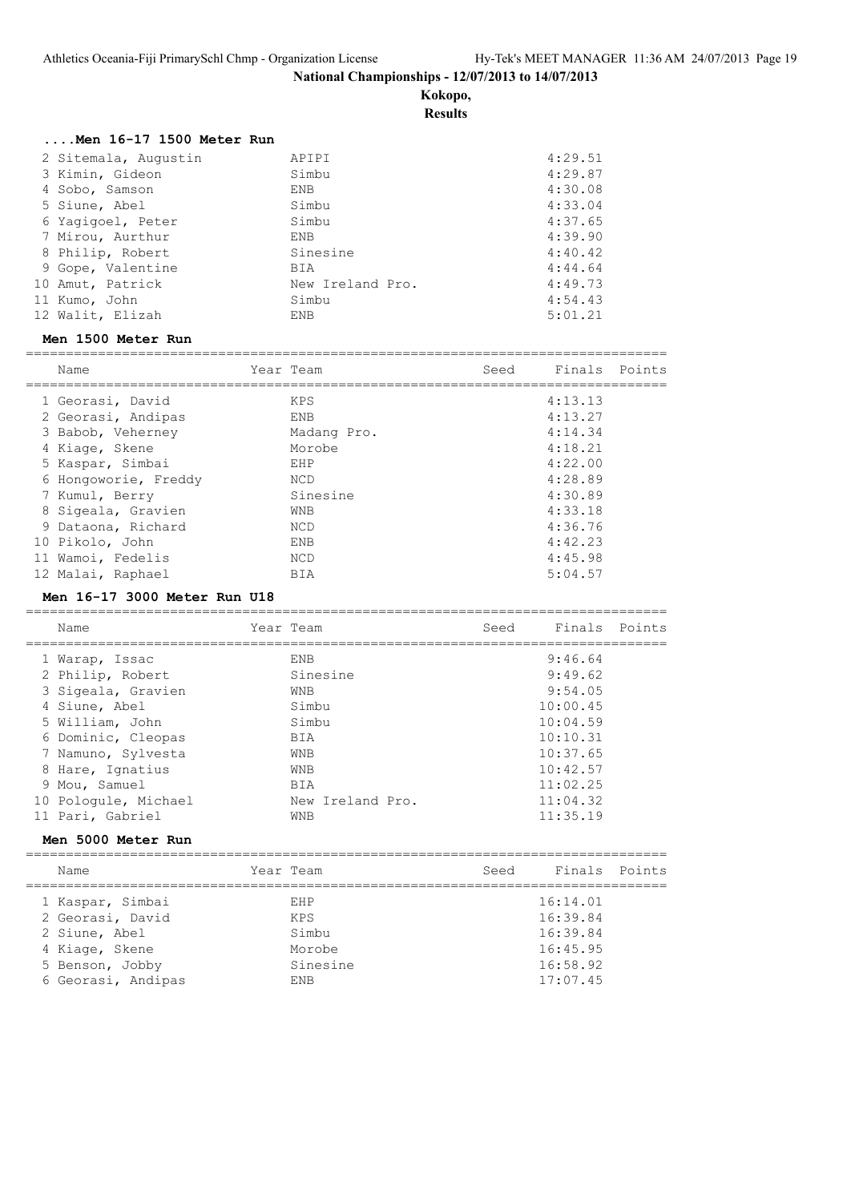## National Championships - 12/07/2013 to 14/07/2013

**Kokopo,**

**Results**

### ....Men 16-17 1500 Meter Run

| Name | Team | Finals |
|---|---|---|
| 2 Sitemala, Augustin | APIPI | 4:29.51 |
| 3 Kimin, Gideon | Simbu | 4:29.87 |
| 4 Sobo, Samson | ENB | 4:30.08 |
| 5 Siune, Abel | Simbu | 4:33.04 |
| 6 Yagigoel, Peter | Simbu | 4:37.65 |
| 7 Mirou, Aurthur | ENB | 4:39.90 |
| 8 Philip, Robert | Sinesine | 4:40.42 |
| 9 Gope, Valentine | BIA | 4:44.64 |
| 10 Amut, Patrick | New Ireland Pro. | 4:49.73 |
| 11 Kumo, John | Simbu | 4:54.43 |
| 12 Walit, Elizah | ENB | 5:01.21 |

### Men 1500 Meter Run

| Name | Year Team | Seed | Finals | Points |
|---|---|---|---|---|
| 1 Georasi, David | KPS | | 4:13.13 | |
| 2 Georasi, Andipas | ENB | | 4:13.27 | |
| 3 Babob, Veherney | Madang Pro. | | 4:14.34 | |
| 4 Kiage, Skene | Morobe | | 4:18.21 | |
| 5 Kaspar, Simbai | EHP | | 4:22.00 | |
| 6 Hongoworie, Freddy | NCD | | 4:28.89 | |
| 7 Kumul, Berry | Sinesine | | 4:30.89 | |
| 8 Sigeala, Gravien | WNB | | 4:33.18 | |
| 9 Dataona, Richard | NCD | | 4:36.76 | |
| 10 Pikolo, John | ENB | | 4:42.23 | |
| 11 Wamoi, Fedelis | NCD | | 4:45.98 | |
| 12 Malai, Raphael | BIA | | 5:04.57 | |

### Men 16-17 3000 Meter Run U18

| Name | Year Team | Seed | Finals | Points |
|---|---|---|---|---|
| 1 Warap, Issac | ENB | | 9:46.64 | |
| 2 Philip, Robert | Sinesine | | 9:49.62 | |
| 3 Sigeala, Gravien | WNB | | 9:54.05 | |
| 4 Siune, Abel | Simbu | | 10:00.45 | |
| 5 William, John | Simbu | | 10:04.59 | |
| 6 Dominic, Cleopas | BIA | | 10:10.31 | |
| 7 Namuno, Sylvesta | WNB | | 10:37.65 | |
| 8 Hare, Ignatius | WNB | | 10:42.57 | |
| 9 Mou, Samuel | BIA | | 11:02.25 | |
| 10 Pologule, Michael | New Ireland Pro. | | 11:04.32 | |
| 11 Pari, Gabriel | WNB | | 11:35.19 | |

### Men 5000 Meter Run

| Name | Year Team | Seed | Finals | Points |
|---|---|---|---|---|
| 1 Kaspar, Simbai | EHP | | 16:14.01 | |
| 2 Georasi, David | KPS | | 16:39.84 | |
| 2 Siune, Abel | Simbu | | 16:39.84 | |
| 4 Kiage, Skene | Morobe | | 16:45.95 | |
| 5 Benson, Jobby | Sinesine | | 16:58.92 | |
| 6 Georasi, Andipas | ENB | | 17:07.45 | |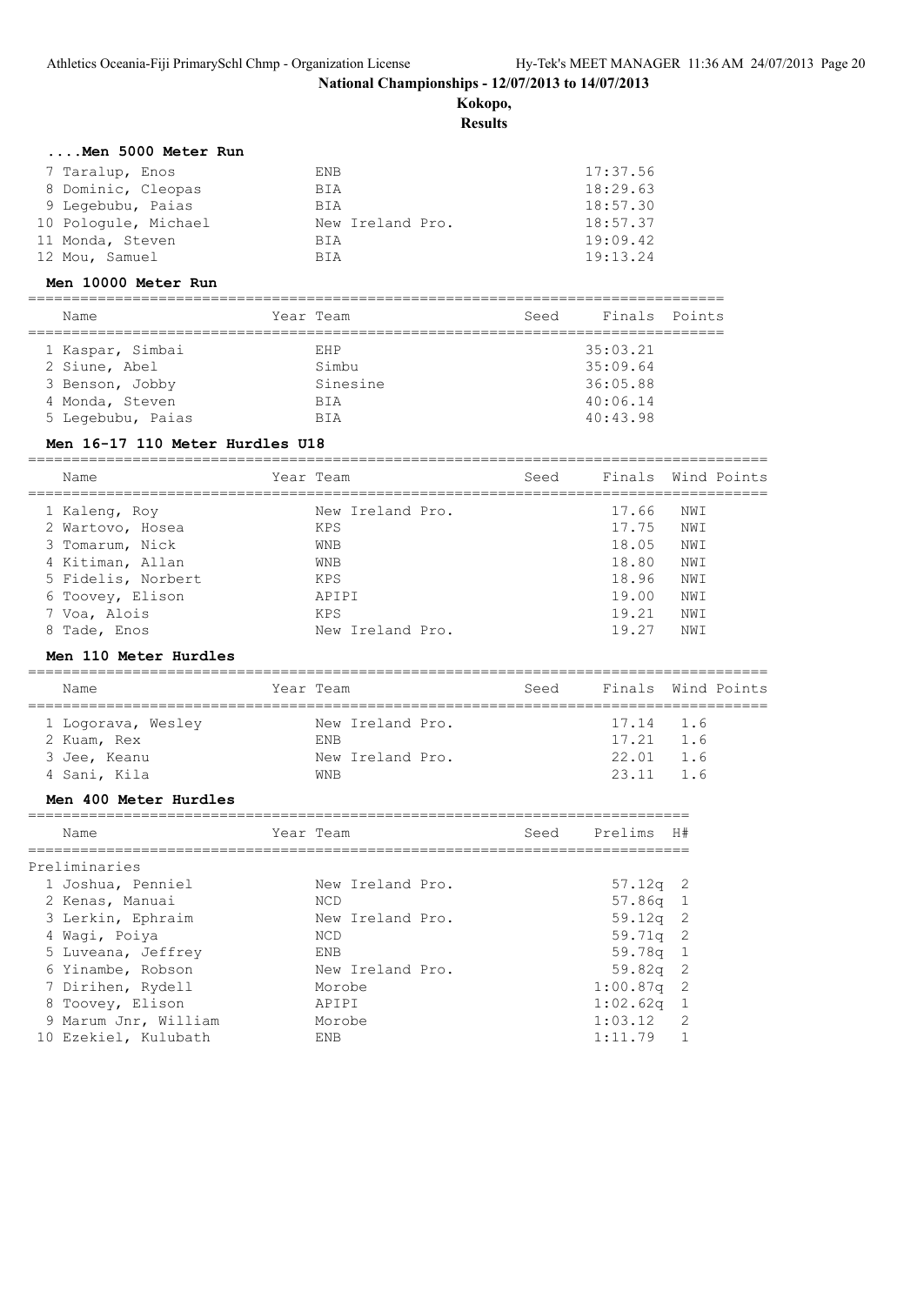## National Championships - 12/07/2013 to 14/07/2013

**Kokopo,**

**Results**

### ....Men 5000 Meter Run

| Name | Team | Finals |
|---|---|---|
| 7 Taralup, Enos | ENB | 17:37.56 |
| 8 Dominic, Cleopas | BIA | 18:29.63 |
| 9 Legebubu, Paias | BIA | 18:57.30 |
| 10 Pologule, Michael | New Ireland Pro. | 18:57.37 |
| 11 Monda, Steven | BIA | 19:09.42 |
| 12 Mou, Samuel | BIA | 19:13.24 |

### Men 10000 Meter Run

| Name | Year | Team | Seed | Finals | Points |
|---|---|---|---|---|---|
| 1 Kaspar, Simbai | | EHP | | 35:03.21 | |
| 2 Siune, Abel | | Simbu | | 35:09.64 | |
| 3 Benson, Jobby | | Sinesine | | 36:05.88 | |
| 4 Monda, Steven | | BIA | | 40:06.14 | |
| 5 Legebubu, Paias | | BIA | | 40:43.98 | |

### Men 16-17 110 Meter Hurdles U18

| Name | Year | Team | Seed | Finals | Wind | Points |
|---|---|---|---|---|---|---|
| 1 Kaleng, Roy | | New Ireland Pro. | | 17.66 | NWI | |
| 2 Wartovo, Hosea | | KPS | | 17.75 | NWI | |
| 3 Tomarum, Nick | | WNB | | 18.05 | NWI | |
| 4 Kitiman, Allan | | WNB | | 18.80 | NWI | |
| 5 Fidelis, Norbert | | KPS | | 18.96 | NWI | |
| 6 Toovey, Elison | | APIPI | | 19.00 | NWI | |
| 7 Voa, Alois | | KPS | | 19.21 | NWI | |
| 8 Tade, Enos | | New Ireland Pro. | | 19.27 | NWI | |

### Men 110 Meter Hurdles

| Name | Year | Team | Seed | Finals | Wind | Points |
|---|---|---|---|---|---|---|
| 1 Logorava, Wesley | | New Ireland Pro. | | 17.14 | 1.6 | |
| 2 Kuam, Rex | | ENB | | 17.21 | 1.6 | |
| 3 Jee, Keanu | | New Ireland Pro. | | 22.01 | 1.6 | |
| 4 Sani, Kila | | WNB | | 23.11 | 1.6 | |

### Men 400 Meter Hurdles

| Name | Year | Team | Seed | Prelims | H# |
|---|---|---|---|---|---|
| **Preliminaries** | | | | | |
| 1 Joshua, Penniel | | New Ireland Pro. | | 57.12q | 2 |
| 2 Kenas, Manuai | | NCD | | 57.86q | 1 |
| 3 Lerkin, Ephraim | | New Ireland Pro. | | 59.12q | 2 |
| 4 Wagi, Poiya | | NCD | | 59.71q | 2 |
| 5 Luveana, Jeffrey | | ENB | | 59.78q | 1 |
| 6 Yinambe, Robson | | New Ireland Pro. | | 59.82q | 2 |
| 7 Dirihen, Rydell | | Morobe | | 1:00.87q | 2 |
| 8 Toovey, Elison | | APIPI | | 1:02.62q | 1 |
| 9 Marum Jnr, William | | Morobe | | 1:03.12 | 2 |
| 10 Ezekiel, Kulubath | | ENB | | 1:11.79 | 1 |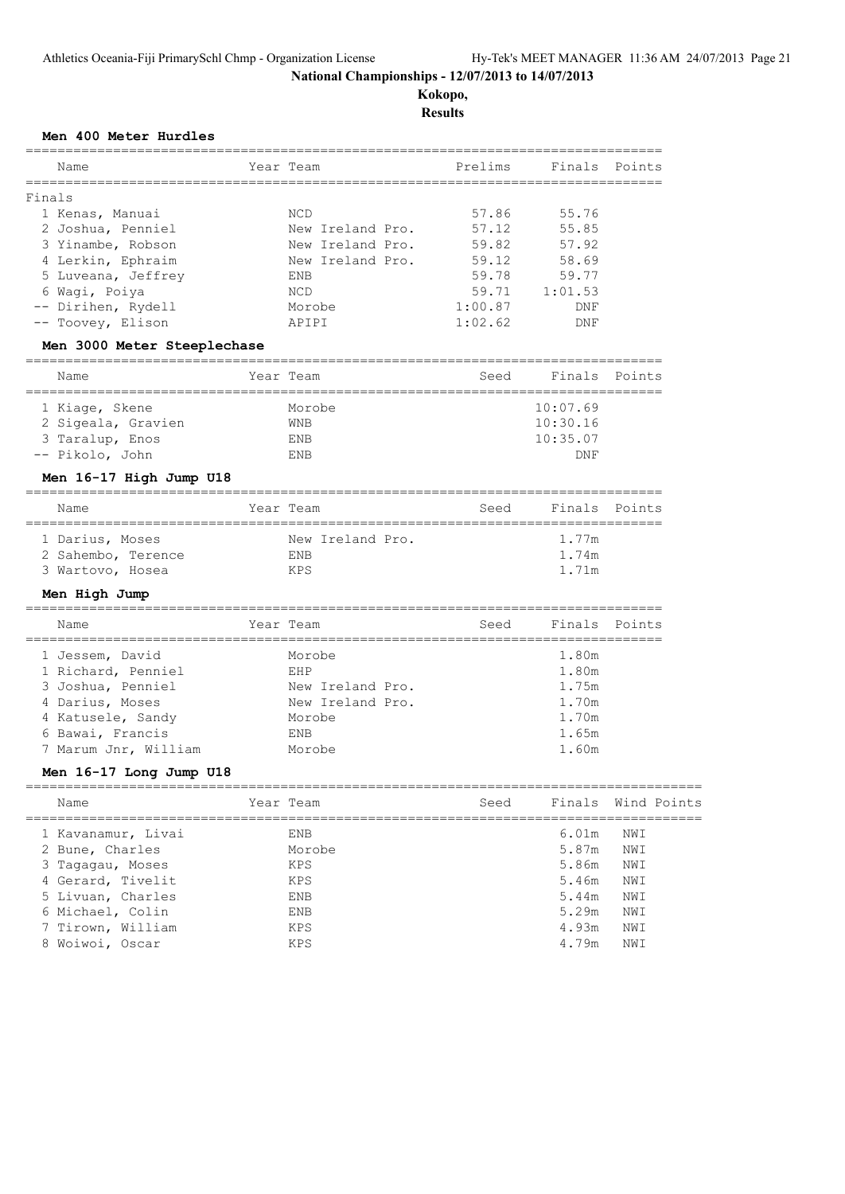**National Championships - 12/07/2013 to 14/07/2013**

**Kokopo,**

**Results**

### Men 400 Meter Hurdles

| | Name | Year | Team | Prelims | Finals | Points |
|---|---|---|---|---|---|---|
| Finals | | | | | | |
| 1 | Kenas, Manuai | | NCD | 57.86 | 55.76 | |
| 2 | Joshua, Penniel | | New Ireland Pro. | 57.12 | 55.85 | |
| 3 | Yinambe, Robson | | New Ireland Pro. | 59.82 | 57.92 | |
| 4 | Lerkin, Ephraim | | New Ireland Pro. | 59.12 | 58.69 | |
| 5 | Luveana, Jeffrey | | ENB | 59.78 | 59.77 | |
| 6 | Wagi, Poiya | | NCD | 59.71 | 1:01.53 | |
| -- | Dirihen, Rydell | | Morobe | 1:00.87 | DNF | |
| -- | Toovey, Elison | | APIPI | 1:02.62 | DNF | |

### Men 3000 Meter Steeplechase

| | Name | Year | Team | Seed | Finals | Points |
|---|---|---|---|---|---|---|
| 1 | Kiage, Skene | | Morobe | | 10:07.69 | |
| 2 | Sigeala, Gravien | | WNB | | 10:30.16 | |
| 3 | Taralup, Enos | | ENB | | 10:35.07 | |
| -- | Pikolo, John | | ENB | | DNF | |

### Men 16-17 High Jump U18

| | Name | Year | Team | Seed | Finals | Points |
|---|---|---|---|---|---|---|
| 1 | Darius, Moses | | New Ireland Pro. | | 1.77m | |
| 2 | Sahembo, Terence | | ENB | | 1.74m | |
| 3 | Wartovo, Hosea | | KPS | | 1.71m | |

### Men High Jump

| | Name | Year | Team | Seed | Finals | Points |
|---|---|---|---|---|---|---|
| 1 | Jessem, David | | Morobe | | 1.80m | |
| 1 | Richard, Penniel | | EHP | | 1.80m | |
| 3 | Joshua, Penniel | | New Ireland Pro. | | 1.75m | |
| 4 | Darius, Moses | | New Ireland Pro. | | 1.70m | |
| 4 | Katusele, Sandy | | Morobe | | 1.70m | |
| 6 | Bawai, Francis | | ENB | | 1.65m | |
| 7 | Marum Jnr, William | | Morobe | | 1.60m | |

### Men 16-17 Long Jump U18

| | Name | Year | Team | Seed | Finals | Wind | Points |
|---|---|---|---|---|---|---|---|
| 1 | Kavanamur, Livai | | ENB | | 6.01m | NWI | |
| 2 | Bune, Charles | | Morobe | | 5.87m | NWI | |
| 3 | Tagagau, Moses | | KPS | | 5.86m | NWI | |
| 4 | Gerard, Tivelit | | KPS | | 5.46m | NWI | |
| 5 | Livuan, Charles | | ENB | | 5.44m | NWI | |
| 6 | Michael, Colin | | ENB | | 5.29m | NWI | |
| 7 | Tirown, William | | KPS | | 4.93m | NWI | |
| 8 | Woiwoi, Oscar | | KPS | | 4.79m | NWI | |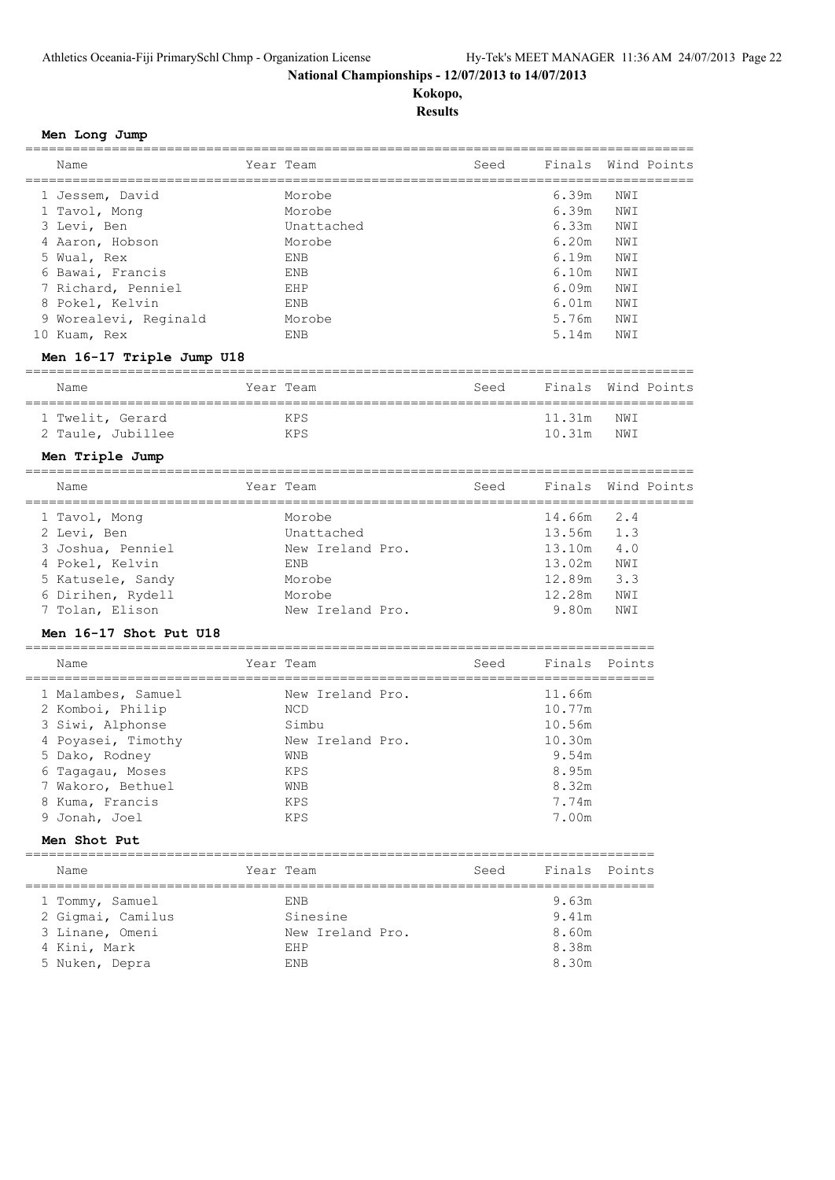## National Championships - 12/07/2013 to 14/07/2013

**Kokopo,**

**Results**

### Men Long Jump

| | Name | Year | Team | Seed | Finals | Wind | Points |
|---|---|---|---|---|---|---|---|
| 1 | Jessem, David | | Morobe | | 6.39m | NWI | |
| 1 | Tavol, Mong | | Morobe | | 6.39m | NWI | |
| 3 | Levi, Ben | | Unattached | | 6.33m | NWI | |
| 4 | Aaron, Hobson | | Morobe | | 6.20m | NWI | |
| 5 | Wual, Rex | | ENB | | 6.19m | NWI | |
| 6 | Bawai, Francis | | ENB | | 6.10m | NWI | |
| 7 | Richard, Penniel | | EHP | | 6.09m | NWI | |
| 8 | Pokel, Kelvin | | ENB | | 6.01m | NWI | |
| 9 | Worealevi, Reginald | | Morobe | | 5.76m | NWI | |
| 10 | Kuam, Rex | | ENB | | 5.14m | NWI | |

### Men 16-17 Triple Jump U18

| | Name | Year | Team | Seed | Finals | Wind | Points |
|---|---|---|---|---|---|---|---|
| 1 | Twelit, Gerard | | KPS | | 11.31m | NWI | |
| 2 | Taule, Jubillee | | KPS | | 10.31m | NWI | |

### Men Triple Jump

| | Name | Year | Team | Seed | Finals | Wind | Points |
|---|---|---|---|---|---|---|---|
| 1 | Tavol, Mong | | Morobe | | 14.66m | 2.4 | |
| 2 | Levi, Ben | | Unattached | | 13.56m | 1.3 | |
| 3 | Joshua, Penniel | | New Ireland Pro. | | 13.10m | 4.0 | |
| 4 | Pokel, Kelvin | | ENB | | 13.02m | NWI | |
| 5 | Katusele, Sandy | | Morobe | | 12.89m | 3.3 | |
| 6 | Dirihen, Rydell | | Morobe | | 12.28m | NWI | |
| 7 | Tolan, Elison | | New Ireland Pro. | | 9.80m | NWI | |

### Men 16-17 Shot Put U18

| | Name | Year | Team | Seed | Finals | Points |
|---|---|---|---|---|---|---|
| 1 | Malambes, Samuel | | New Ireland Pro. | | 11.66m | |
| 2 | Komboi, Philip | | NCD | | 10.77m | |
| 3 | Siwi, Alphonse | | Simbu | | 10.56m | |
| 4 | Poyasei, Timothy | | New Ireland Pro. | | 10.30m | |
| 5 | Dako, Rodney | | WNB | | 9.54m | |
| 6 | Tagagau, Moses | | KPS | | 8.95m | |
| 7 | Wakoro, Bethuel | | WNB | | 8.32m | |
| 8 | Kuma, Francis | | KPS | | 7.74m | |
| 9 | Jonah, Joel | | KPS | | 7.00m | |

### Men Shot Put

| | Name | Year | Team | Seed | Finals | Points |
|---|---|---|---|---|---|---|
| 1 | Tommy, Samuel | | ENB | | 9.63m | |
| 2 | Gigmai, Camilus | | Sinesine | | 9.41m | |
| 3 | Linane, Omeni | | New Ireland Pro. | | 8.60m | |
| 4 | Kini, Mark | | EHP | | 8.38m | |
| 5 | Nuken, Depra | | ENB | | 8.30m | |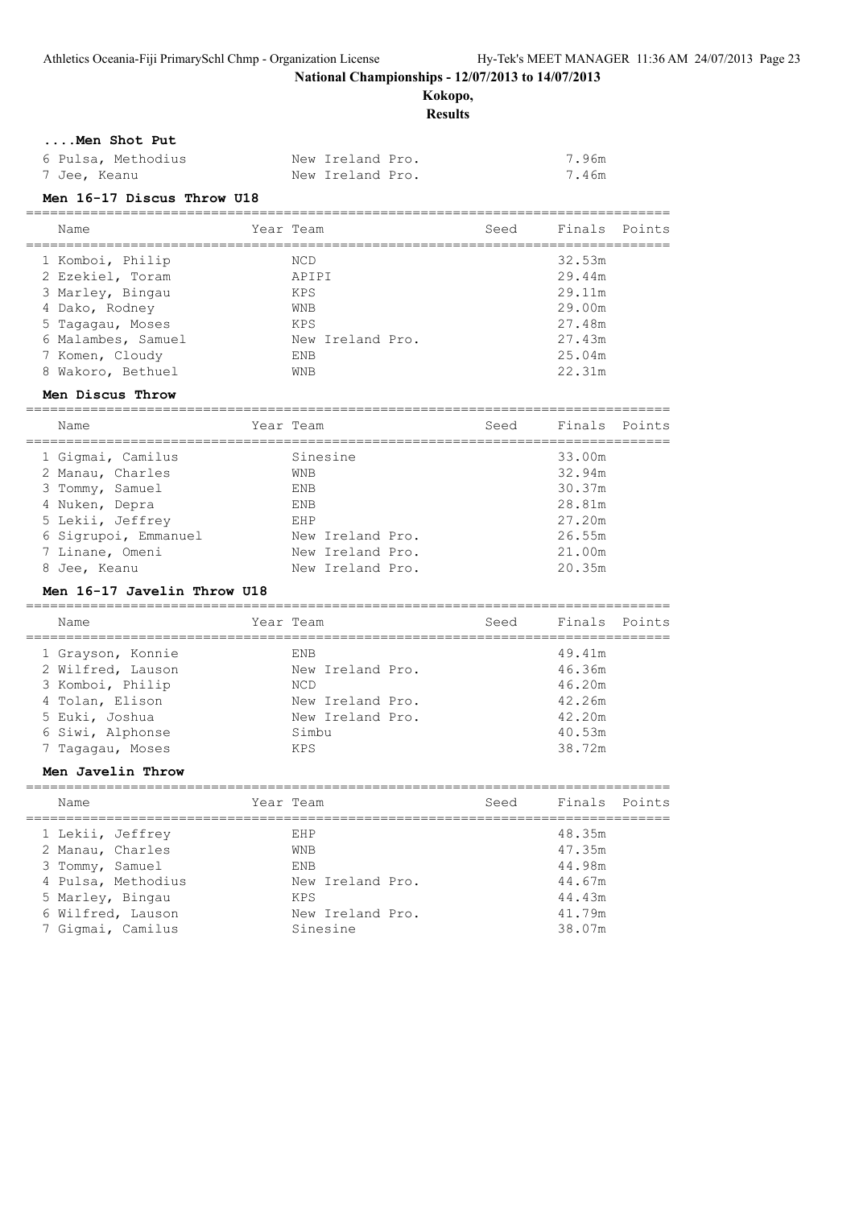**National Championships - 12/07/2013 to 14/07/2013**

**Kokopo,**

**Results**

### ....Men Shot Put

| Name | Year | Team | Seed | Finals | Points |
|---|---|---|---|---|---|
| 6 Pulsa, Methodius | | New Ireland Pro. | | 7.96m | |
| 7 Jee, Keanu | | New Ireland Pro. | | 7.46m | |

### Men 16-17 Discus Throw U18

| Name | Year | Team | Seed | Finals | Points |
|---|---|---|---|---|---|
| 1 Komboi, Philip | | NCD | | 32.53m | |
| 2 Ezekiel, Toram | | APIPI | | 29.44m | |
| 3 Marley, Bingau | | KPS | | 29.11m | |
| 4 Dako, Rodney | | WNB | | 29.00m | |
| 5 Tagagau, Moses | | KPS | | 27.48m | |
| 6 Malambes, Samuel | | New Ireland Pro. | | 27.43m | |
| 7 Komen, Cloudy | | ENB | | 25.04m | |
| 8 Wakoro, Bethuel | | WNB | | 22.31m | |

### Men Discus Throw

| Name | Year | Team | Seed | Finals | Points |
|---|---|---|---|---|---|
| 1 Gigmai, Camilus | | Sinesine | | 33.00m | |
| 2 Manau, Charles | | WNB | | 32.94m | |
| 3 Tommy, Samuel | | ENB | | 30.37m | |
| 4 Nuken, Depra | | ENB | | 28.81m | |
| 5 Lekii, Jeffrey | | EHP | | 27.20m | |
| 6 Sigrupoi, Emmanuel | | New Ireland Pro. | | 26.55m | |
| 7 Linane, Omeni | | New Ireland Pro. | | 21.00m | |
| 8 Jee, Keanu | | New Ireland Pro. | | 20.35m | |

### Men 16-17 Javelin Throw U18

| Name | Year | Team | Seed | Finals | Points |
|---|---|---|---|---|---|
| 1 Grayson, Konnie | | ENB | | 49.41m | |
| 2 Wilfred, Lauson | | New Ireland Pro. | | 46.36m | |
| 3 Komboi, Philip | | NCD | | 46.20m | |
| 4 Tolan, Elison | | New Ireland Pro. | | 42.26m | |
| 5 Euki, Joshua | | New Ireland Pro. | | 42.20m | |
| 6 Siwi, Alphonse | | Simbu | | 40.53m | |
| 7 Tagagau, Moses | | KPS | | 38.72m | |

### Men Javelin Throw

| Name | Year | Team | Seed | Finals | Points |
|---|---|---|---|---|---|
| 1 Lekii, Jeffrey | | EHP | | 48.35m | |
| 2 Manau, Charles | | WNB | | 47.35m | |
| 3 Tommy, Samuel | | ENB | | 44.98m | |
| 4 Pulsa, Methodius | | New Ireland Pro. | | 44.67m | |
| 5 Marley, Bingau | | KPS | | 44.43m | |
| 6 Wilfred, Lauson | | New Ireland Pro. | | 41.79m | |
| 7 Gigmai, Camilus | | Sinesine | | 38.07m | |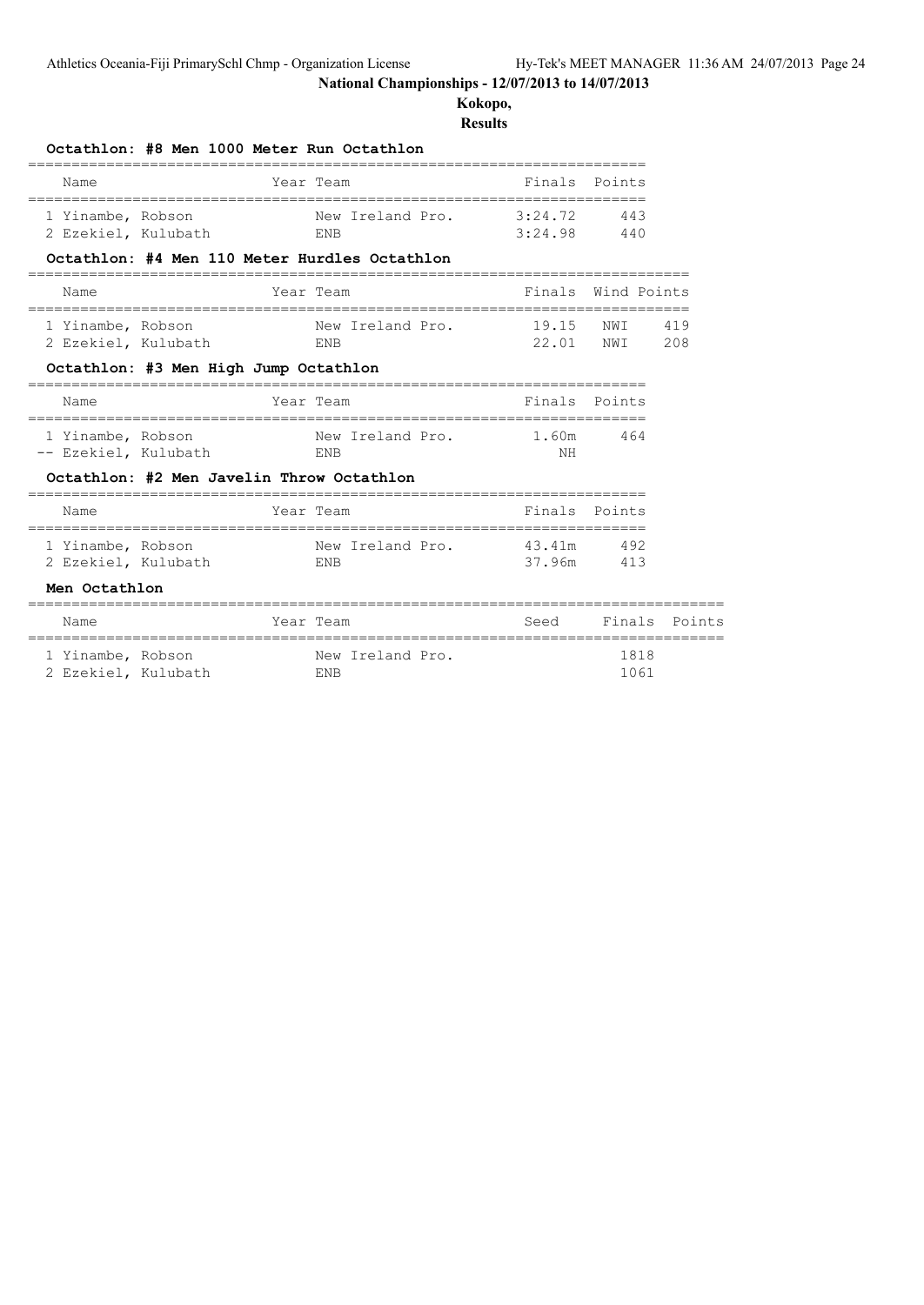# National Championships - 12/07/2013 to 14/07/2013

## Kokopo,

## Results

### Octathlon: #8 Men 1000 Meter Run Octathlon

| Name | Year Team | Finals | Points |
|---|---|---|---|
| 1 Yinambe, Robson | New Ireland Pro. | 3:24.72 | 443 |
| 2 Ezekiel, Kulubath | ENB | 3:24.98 | 440 |

### Octathlon: #4 Men 110 Meter Hurdles Octathlon

| Name | Year Team | Finals | Wind | Points |
|---|---|---|---|---|
| 1 Yinambe, Robson | New Ireland Pro. | 19.15 | NWI | 419 |
| 2 Ezekiel, Kulubath | ENB | 22.01 | NWI | 208 |

### Octathlon: #3 Men High Jump Octathlon

| Name | Year Team | Finals | Points |
|---|---|---|---|
| 1 Yinambe, Robson | New Ireland Pro. | 1.60m | 464 |
| -- Ezekiel, Kulubath | ENB | NH | |

### Octathlon: #2 Men Javelin Throw Octathlon

| Name | Year Team | Finals | Points |
|---|---|---|---|
| 1 Yinambe, Robson | New Ireland Pro. | 43.41m | 492 |
| 2 Ezekiel, Kulubath | ENB | 37.96m | 413 |

### Men Octathlon

| Name | Year Team | Seed | Finals | Points |
|---|---|---|---|---|
| 1 Yinambe, Robson | New Ireland Pro. | | 1818 | |
| 2 Ezekiel, Kulubath | ENB | | 1061 | |